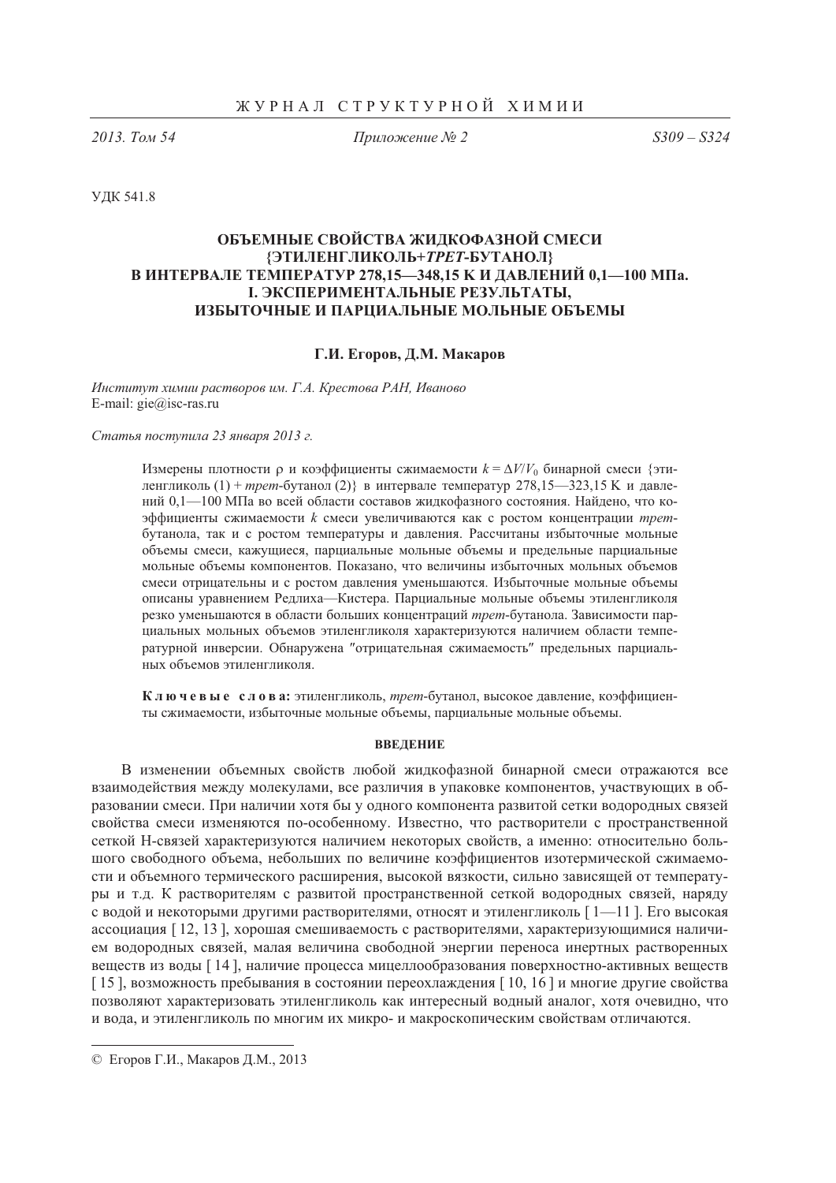УДК 541.8

# ОБЪЕМНЫЕ СВОЙСТВА ЖИДКОФАЗНОЙ СМЕСИ {ЭТИЛЕНГЛИКОЛЬ+*ТРЕТ*-БУТАНОЛ} В ИНТЕРВАЛЕ ТЕМПЕРАТУР 278,15—348,15 К И ДАВЛЕНИЙ 0,1—100 МПа. I. ЭКСПЕРИМЕНТАЛЬНЫЕ РЕЗУЛЬТАТЫ, ИЗБЫТОЧНЫЕ И ПАРЦИАЛЬНЫЕ МОЛЬНЫЕ ОБЪЕМЫ

**Г.И. Егоров, Д.М. Макаров**

*Институт химии растворов им. Г.А. Крестова РАН, Иваново*
E-mail: gie@isc-ras.ru

*Статья поступила 23 января 2013 г.*

Измерены плотности $\rho$ и коэффициенты сжимаемости $k = \Delta V/V_0$ бинарной смеси {этиленгликоль (1) + *трет*-бутанол (2)} в интервале температур 278,15—323,15 К и давлений 0,1—100 МПа во всей области составов жидкофазного состояния. Найдено, что коэффициенты сжимаемости $k$ смеси увеличиваются как с ростом концентрации *трет*-бутанола, так и с ростом температуры и давления. Рассчитаны избыточные мольные объемы смеси, кажущиеся, парциальные мольные объемы и предельные парциальные мольные объемы компонентов. Показано, что величины избыточных мольных объемов смеси отрицательны и с ростом давления уменьшаются. Избыточные мольные объемы описаны уравнением Редлиха—Кистера. Парциальные мольные объемы этиленгликоля резко уменьшаются в области больших концентраций *трет*-бутанола. Зависимости парциальных мольных объемов этиленгликоля характеризуются наличием области температурной инверсии. Обнаружена "отрицательная сжимаемость" предельных парциальных объемов этиленгликоля.

**Ключевые слова:** этиленгликоль, *трет*-бутанол, высокое давление, коэффициенты сжимаемости, избыточные мольные объемы, парциальные мольные объемы.

## ВВЕДЕНИЕ

В изменении объемных свойств любой жидкофазной бинарной смеси отражаются все взаимодействия между молекулами, все различия в упаковке компонентов, участвующих в образовании смеси. При наличии хотя бы у одного компонента развитой сетки водородных связей свойства смеси изменяются по-особенному. Известно, что растворители с пространственной сеткой Н-связей характеризуются наличием некоторых свойств, а именно: относительно большого свободного объема, небольших по величине коэффициентов изотермической сжимаемости и объемного термического расширения, высокой вязкости, сильно зависящей от температуры и т.д. К растворителям с развитой пространственной сеткой водородных связей, наряду с водой и некоторыми другими растворителями, относят и этиленгликоль [1—11]. Его высокая ассоциация [12, 13], хорошая смешиваемость с растворителями, характеризующимися наличием водородных связей, малая величина свободной энергии переноса инертных растворенных веществ из воды [14], наличие процесса мицеллообразования поверхностно-активных веществ [15], возможность пребывания в состоянии переохлаждения [10, 16] и многие другие свойства позволяют характеризовать этиленгликоль как интересный водный аналог, хотя очевидно, что и вода, и этиленгликоль по многим их микро- и макроскопическим свойствам отличаются.

© Егоров Г.И., Макаров Д.М., 2013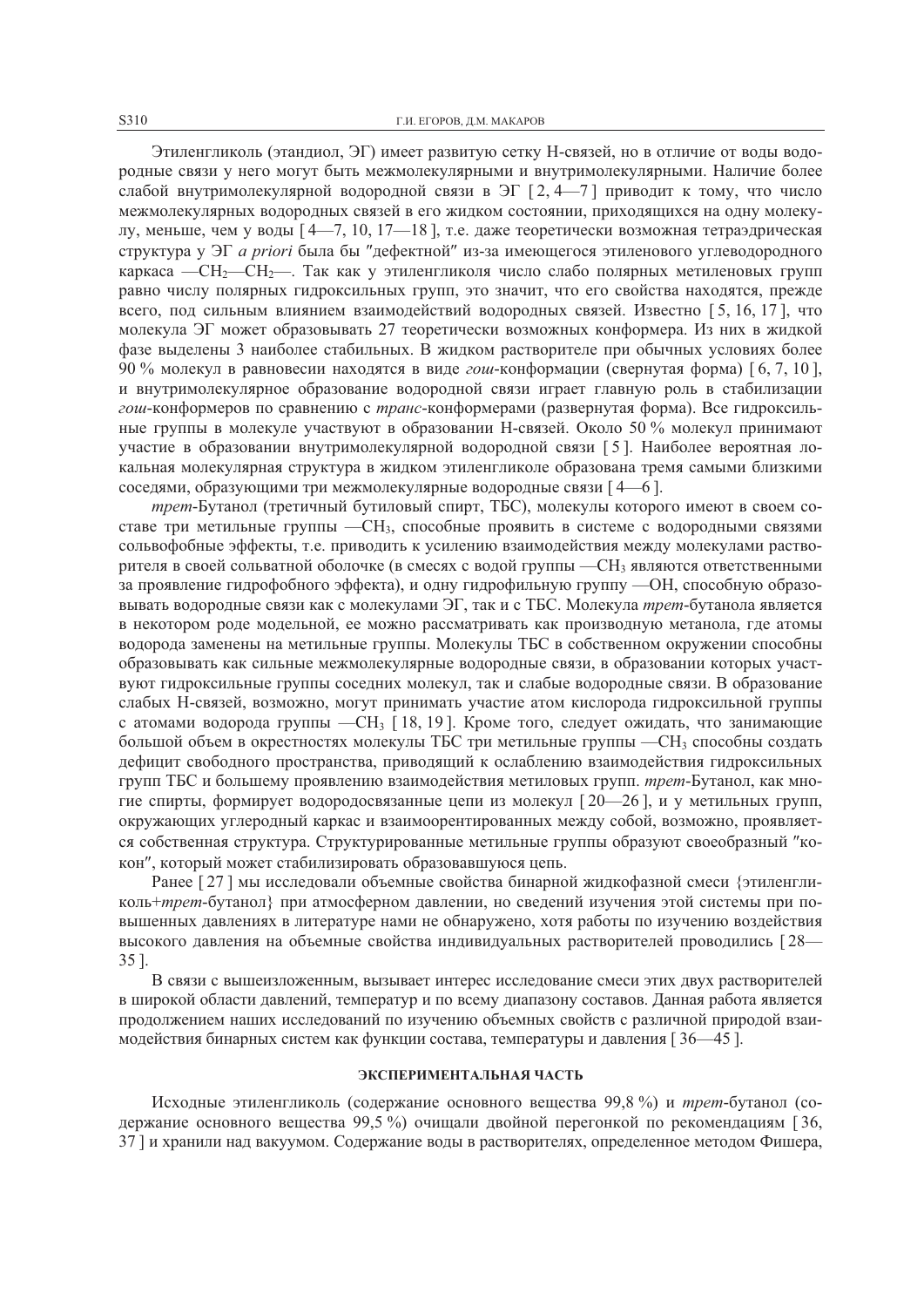Этиленгликоль (этандиол, ЭГ) имеет развитую сетку Н-связей, но в отличие от воды водородные связи у него могут быть межмолекулярными и внутримолекулярными. Наличие более слабой внутримолекулярной водородной связи в ЭГ [2, 4—7] приводит к тому, что число межмолекулярных водородных связей в его жидком состоянии, приходящихся на одну молекулу, меньше, чем у воды [4—7, 10, 17—18], т.е. даже теоретически возможная тетраэдрическая структура у ЭГ *a priori* была бы "дефектной" из-за имеющегося этиленового углеводородного каркаса —$CH_2$—$CH_2$—. Так как у этиленгликоля число слабо полярных метиленовых групп равно числу полярных гидроксильных групп, это значит, что его свойства находятся, прежде всего, под сильным влиянием взаимодействий водородных связей. Известно [5, 16, 17], что молекула ЭГ может образовывать 27 теоретически возможных конформера. Из них в жидкой фазе выделены 3 наиболее стабильных. В жидком растворителе при обычных условиях более 90 % молекул в равновесии находятся в виде *гош*-конформации (свернутая форма) [6, 7, 10], и внутримолекулярное образование водородной связи играет главную роль в стабилизации *гош*-конформеров по сравнению с *транс*-конформерами (развернутая форма). Все гидроксильные группы в молекуле участвуют в образовании Н-связей. Около 50 % молекул принимают участие в образовании внутримолекулярной водородной связи [5]. Наиболее вероятная локальная молекулярная структура в жидком этиленгликоле образована тремя самыми близкими соседями, образующими три межмолекулярные водородные связи [4—6].

*трет*-Бутанол (третичный бутиловый спирт, ТБС), молекулы которого имеют в своем составе три метильные группы —$CH_3$, способные проявить в системе с водородными связями сольвофобные эффекты, т.е. приводить к усилению взаимодействия между молекулами растворителя в своей сольватной оболочке (в смесях с водой группы —$CH_3$ являются ответственными за проявление гидрофобного эффекта), и одну гидрофильную группу —OH, способную образовывать водородные связи как с молекулами ЭГ, так и с ТБС. Молекула *трет*-бутанола является в некотором роде модельной, ее можно рассматривать как производную метанола, где атомы водорода заменены на метильные группы. Молекулы ТБС в собственном окружении способны образовывать как сильные межмолекулярные водородные связи, в образовании которых участвуют гидроксильные группы соседних молекул, так и слабые водородные связи. В образование слабых Н-связей, возможно, могут принимать участие атом кислорода гидроксильной группы с атомами водорода группы —$CH_3$ [18, 19]. Кроме того, следует ожидать, что занимающие большой объем в окрестностях молекулы ТБС три метильные группы —$CH_3$ способны создать дефицит свободного пространства, приводящий к ослаблению взаимодействия гидроксильных групп ТБС и большему проявлению взаимодействия метиловых групп. *трет*-Бутанол, как многие спирты, формирует водородосвязанные цепи из молекул [20—26], и у метильных групп, окружающих углеродный каркас и взаимоорентированных между собой, возможно, проявляется собственная структура. Структурированные метильные группы образуют своеобразный "кокон", который может стабилизировать образовавшуюся цепь.

Ранее [27] мы исследовали объемные свойства бинарной жидкофазной смеси {этиленгликоль+*трет*-бутанол} при атмосферном давлении, но сведений изучения этой системы при повышенных давлениях в литературе нами не обнаружено, хотя работы по изучению воздействия высокого давления на объемные свойства индивидуальных растворителей проводились [28—35].

В связи с вышеизложенным, вызывает интерес исследование смеси этих двух растворителей в широкой области давлений, температур и по всему диапазону составов. Данная работа является продолжением наших исследований по изучению объемных свойств с различной природой взаимодействия бинарных систем как функции состава, температуры и давления [36—45].

## ЭКСПЕРИМЕНТАЛЬНАЯ ЧАСТЬ

Исходные этиленгликоль (содержание основного вещества 99,8 %) и *трет*-бутанол (содержание основного вещества 99,5 %) очищали двойной перегонкой по рекомендациям [36, 37] и хранили над вакуумом. Содержание воды в растворителях, определенное методом Фишера,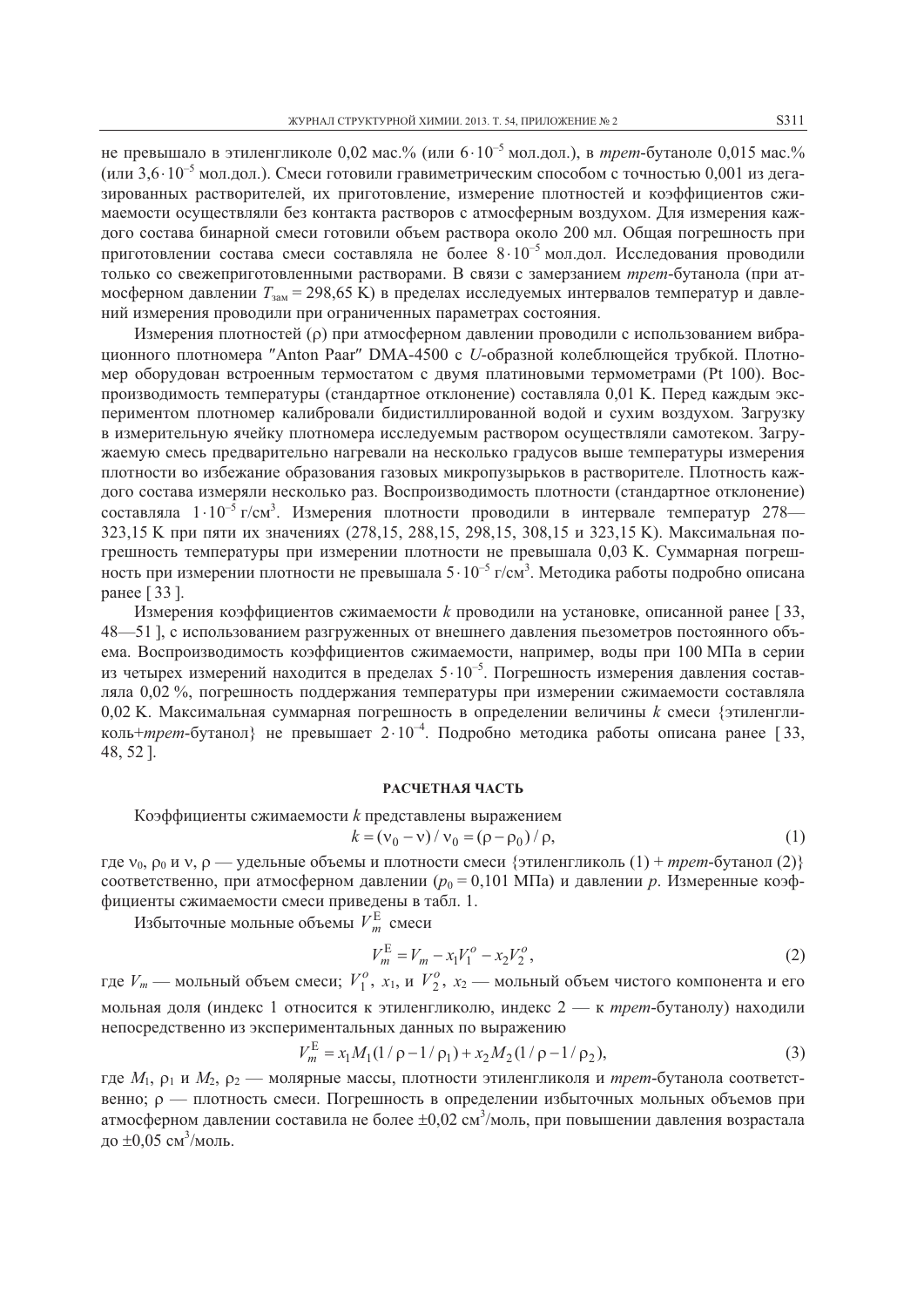не превышало в этиленгликоле 0,02 мас.% (или $6 \cdot 10^{-5}$ мол.дол.), в *трет*-бутаноле 0,015 мас.% (или $3{,}6 \cdot 10^{-5}$ мол.дол.). Смеси готовили гравиметрическим способом с точностью 0,001 из дегазированных растворителей, их приготовление, измерение плотностей и коэффициентов сжимаемости осуществляли без контакта растворов с атмосферным воздухом. Для измерения каждого состава бинарной смеси готовили объем раствора около 200 мл. Общая погрешность при приготовлении состава смеси составляла не более $8 \cdot 10^{-5}$ мол.дол. Исследования проводили только со свежеприготовленными растворами. В связи с замерзанием *трет*-бутанола (при атмосферном давлении $T_{зам} = 298{,}65$ K) в пределах исследуемых интервалов температур и давлений измерения проводили при ограниченных параметрах состояния.

Измерения плотностей ($\rho$) при атмосферном давлении проводили с использованием вибрационного плотномера "Anton Paar" DMA-4500 с *U*-образной колеблющейся трубкой. Плотномер оборудован встроенным термостатом с двумя платиновыми термометрами (Pt 100). Воспроизводимость температуры (стандартное отклонение) составляла 0,01 K. Перед каждым экспериментом плотномер калибровали бидистиллированной водой и сухим воздухом. Загрузку в измерительную ячейку плотномера исследуемым раствором осуществляли самотеком. Загружаемую смесь предварительно нагревали на несколько градусов выше температуры измерения плотности во избежание образования газовых микропузырьков в растворителе. Плотность каждого состава измеряли несколько раз. Воспроизводимость плотности (стандартное отклонение) составляла $1 \cdot 10^{-5}$ г/см$^3$. Измерения плотности проводили в интервале температур 278—323,15 K при пяти их значениях (278,15, 288,15, 298,15, 308,15 и 323,15 K). Максимальная погрешность температуры при измерении плотности не превышала 0,03 K. Суммарная погрешность при измерении плотности не превышала $5 \cdot 10^{-5}$ г/см$^3$. Методика работы подробно описана ранее [ 33 ].

Измерения коэффициентов сжимаемости $k$ проводили на установке, описанной ранее [ 33, 48—51 ], с использованием разгруженных от внешнего давления пьезометров постоянного объема. Воспроизводимость коэффициентов сжимаемости, например, воды при 100 МПа в серии из четырех измерений находится в пределах $5 \cdot 10^{-5}$. Погрешность измерения давления составляла 0,02 %, погрешность поддержания температуры при измерении сжимаемости составляла 0,02 K. Максимальная суммарная погрешность в определении величины $k$ смеси {этиленгликоль+*трет*-бутанол} не превышает $2 \cdot 10^{-4}$. Подробно методика работы описана ранее [ 33, 48, 52 ].

## РАСЧЕТНАЯ ЧАСТЬ

Коэффициенты сжимаемости $k$ представлены выражением

$$k = (\nu_0 - \nu)/\nu_0 = (\rho - \rho_0)/\rho, \tag{1}$$

где $\nu_0$, $\rho_0$ и $\nu$, $\rho$ — удельные объемы и плотности смеси {этиленгликоль (1) + *трет*-бутанол (2)} соответственно, при атмосферном давлении ($p_0 = 0{,}101$ МПа) и давлении $p$. Измеренные коэффициенты сжимаемости смеси приведены в табл. 1.

Избыточные мольные объемы $V_m^{\mathrm{E}}$ смеси

$$V_m^{\mathrm{E}} = V_m - x_1 V_1^o - x_2 V_2^o, \tag{2}$$

где $V_m$ — мольный объем смеси; $V_1^o$, $x_1$, и $V_2^o$, $x_2$ — мольный объем чистого компонента и его мольная доля (индекс 1 относится к этиленгликолю, индекс 2 — к *трет*-бутанолу) находили непосредственно из экспериментальных данных по выражению

$$V_m^{\mathrm{E}} = x_1 M_1 (1/\rho - 1/\rho_1) + x_2 M_2 (1/\rho - 1/\rho_2), \tag{3}$$

где $M_1$, $\rho_1$ и $M_2$, $\rho_2$ — молярные массы, плотности этиленгликоля и *трет*-бутанола соответственно; $\rho$ — плотность смеси. Погрешность в определении избыточных мольных объемов при атмосферном давлении составила не более $\pm 0{,}02$ см$^3$/моль, при повышении давления возрастала до $\pm 0{,}05$ см$^3$/моль.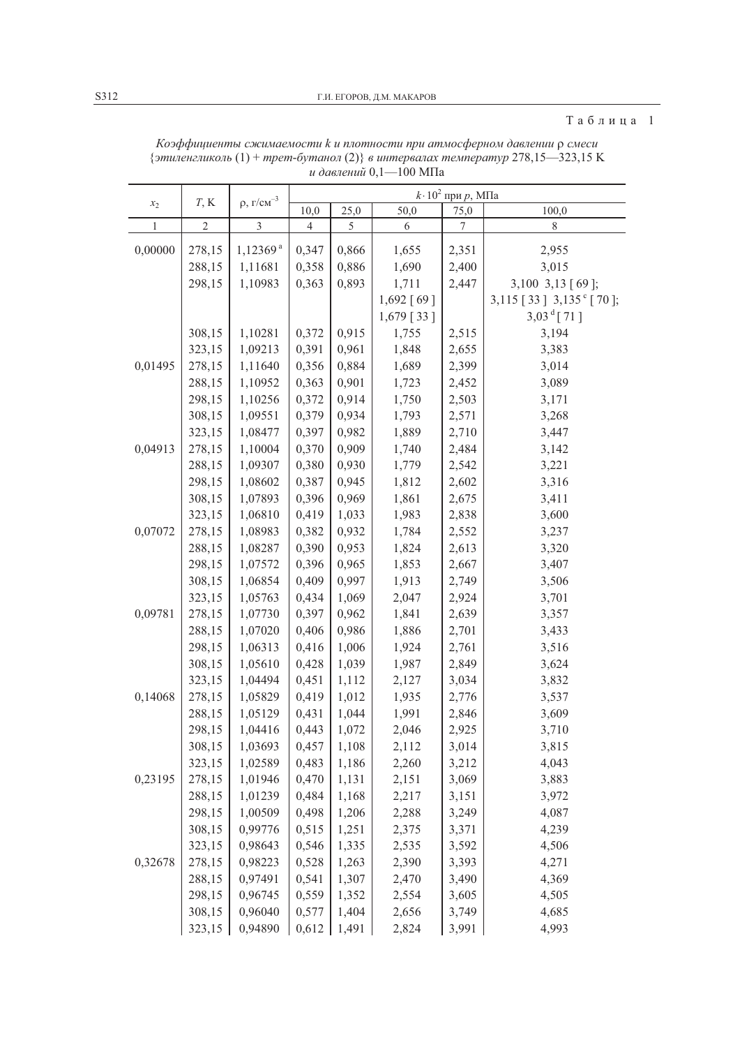Т а б л и ц а 1

*Коэффициенты сжимаемости k и плотности при атмосферном давлении ρ смеси {этиленгликоль (1) + трет-бутанол (2)} в интервалах температур* 278,15—323,15 K *и давлений* 0,1—100 МПа

| $x_2$ | $T$, K | $\rho$, г/см$^{-3}$ | $k \cdot 10^2$ при $p$, МПа | | | | |
|---|---|---|---|---|---|---|---|
| | | | 10,0 | 25,0 | 50,0 | 75,0 | 100,0 |
| 1 | 2 | 3 | 4 | 5 | 6 | 7 | 8 |
| 0,00000 | 278,15 | 1,12369 [a] | 0,347 | 0,866 | 1,655 | 2,351 | 2,955 |
| | 288,15 | 1,11681 | 0,358 | 0,886 | 1,690 | 2,400 | 3,015 |
| | 298,15 | 1,10983 | 0,363 | 0,893 | 1,711 | 2,447 | 3,100 3,13 [ 69 ]; |
| | | | | | 1,692 [ 69 ] | | 3,115 [ 33 ] 3,135 [c] [ 70 ]; |
| | | | | | 1,679 [ 33 ] | | 3,03 [d] [ 71 ] |
| | 308,15 | 1,10281 | 0,372 | 0,915 | 1,755 | 2,515 | 3,194 |
| | 323,15 | 1,09213 | 0,391 | 0,961 | 1,848 | 2,655 | 3,383 |
| 0,01495 | 278,15 | 1,11640 | 0,356 | 0,884 | 1,689 | 2,399 | 3,014 |
| | 288,15 | 1,10952 | 0,363 | 0,901 | 1,723 | 2,452 | 3,089 |
| | 298,15 | 1,10256 | 0,372 | 0,914 | 1,750 | 2,503 | 3,171 |
| | 308,15 | 1,09551 | 0,379 | 0,934 | 1,793 | 2,571 | 3,268 |
| | 323,15 | 1,08477 | 0,397 | 0,982 | 1,889 | 2,710 | 3,447 |
| 0,04913 | 278,15 | 1,10004 | 0,370 | 0,909 | 1,740 | 2,484 | 3,142 |
| | 288,15 | 1,09307 | 0,380 | 0,930 | 1,779 | 2,542 | 3,221 |
| | 298,15 | 1,08602 | 0,387 | 0,945 | 1,812 | 2,602 | 3,316 |
| | 308,15 | 1,07893 | 0,396 | 0,969 | 1,861 | 2,675 | 3,411 |
| | 323,15 | 1,06810 | 0,419 | 1,033 | 1,983 | 2,838 | 3,600 |
| 0,07072 | 278,15 | 1,08983 | 0,382 | 0,932 | 1,784 | 2,552 | 3,237 |
| | 288,15 | 1,08287 | 0,390 | 0,953 | 1,824 | 2,613 | 3,320 |
| | 298,15 | 1,07572 | 0,396 | 0,965 | 1,853 | 2,667 | 3,407 |
| | 308,15 | 1,06854 | 0,409 | 0,997 | 1,913 | 2,749 | 3,506 |
| | 323,15 | 1,05763 | 0,434 | 1,069 | 2,047 | 2,924 | 3,701 |
| 0,09781 | 278,15 | 1,07730 | 0,397 | 0,962 | 1,841 | 2,639 | 3,357 |
| | 288,15 | 1,07020 | 0,406 | 0,986 | 1,886 | 2,701 | 3,433 |
| | 298,15 | 1,06313 | 0,416 | 1,006 | 1,924 | 2,761 | 3,516 |
| | 308,15 | 1,05610 | 0,428 | 1,039 | 1,987 | 2,849 | 3,624 |
| | 323,15 | 1,04494 | 0,451 | 1,112 | 2,127 | 3,034 | 3,832 |
| 0,14068 | 278,15 | 1,05829 | 0,419 | 1,012 | 1,935 | 2,776 | 3,537 |
| | 288,15 | 1,05129 | 0,431 | 1,044 | 1,991 | 2,846 | 3,609 |
| | 298,15 | 1,04416 | 0,443 | 1,072 | 2,046 | 2,925 | 3,710 |
| | 308,15 | 1,03693 | 0,457 | 1,108 | 2,112 | 3,014 | 3,815 |
| | 323,15 | 1,02589 | 0,483 | 1,186 | 2,260 | 3,212 | 4,043 |
| 0,23195 | 278,15 | 1,01946 | 0,470 | 1,131 | 2,151 | 3,069 | 3,883 |
| | 288,15 | 1,01239 | 0,484 | 1,168 | 2,217 | 3,151 | 3,972 |
| | 298,15 | 1,00509 | 0,498 | 1,206 | 2,288 | 3,249 | 4,087 |
| | 308,15 | 0,99776 | 0,515 | 1,251 | 2,375 | 3,371 | 4,239 |
| | 323,15 | 0,98643 | 0,546 | 1,335 | 2,535 | 3,592 | 4,506 |
| 0,32678 | 278,15 | 0,98223 | 0,528 | 1,263 | 2,390 | 3,393 | 4,271 |
| | 288,15 | 0,97491 | 0,541 | 1,307 | 2,470 | 3,490 | 4,369 |
| | 298,15 | 0,96745 | 0,559 | 1,352 | 2,554 | 3,605 | 4,505 |
| | 308,15 | 0,96040 | 0,577 | 1,404 | 2,656 | 3,749 | 4,685 |
| | 323,15 | 0,94890 | 0,612 | 1,491 | 2,824 | 3,991 | 4,993 |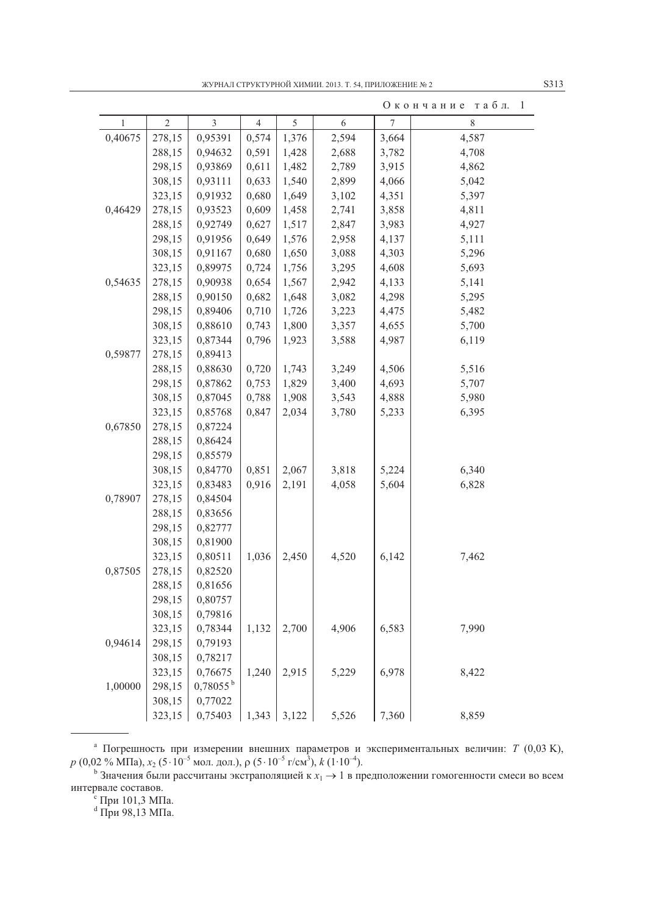Окончание табл. 1

| 1 | 2 | 3 | 4 | 5 | 6 | 7 | 8 |
|---|---|---|---|---|---|---|---|
| 0,40675 | 278,15 | 0,95391 | 0,574 | 1,376 | 2,594 | 3,664 | 4,587 |
| | 288,15 | 0,94632 | 0,591 | 1,428 | 2,688 | 3,782 | 4,708 |
| | 298,15 | 0,93869 | 0,611 | 1,482 | 2,789 | 3,915 | 4,862 |
| | 308,15 | 0,93111 | 0,633 | 1,540 | 2,899 | 4,066 | 5,042 |
| | 323,15 | 0,91932 | 0,680 | 1,649 | 3,102 | 4,351 | 5,397 |
| 0,46429 | 278,15 | 0,93523 | 0,609 | 1,458 | 2,741 | 3,858 | 4,811 |
| | 288,15 | 0,92749 | 0,627 | 1,517 | 2,847 | 3,983 | 4,927 |
| | 298,15 | 0,91956 | 0,649 | 1,576 | 2,958 | 4,137 | 5,111 |
| | 308,15 | 0,91167 | 0,680 | 1,650 | 3,088 | 4,303 | 5,296 |
| | 323,15 | 0,89975 | 0,724 | 1,756 | 3,295 | 4,608 | 5,693 |
| 0,54635 | 278,15 | 0,90938 | 0,654 | 1,567 | 2,942 | 4,133 | 5,141 |
| | 288,15 | 0,90150 | 0,682 | 1,648 | 3,082 | 4,298 | 5,295 |
| | 298,15 | 0,89406 | 0,710 | 1,726 | 3,223 | 4,475 | 5,482 |
| | 308,15 | 0,88610 | 0,743 | 1,800 | 3,357 | 4,655 | 5,700 |
| | 323,15 | 0,87344 | 0,796 | 1,923 | 3,588 | 4,987 | 6,119 |
| 0,59877 | 278,15 | 0,89413 | | | | | |
| | 288,15 | 0,88630 | 0,720 | 1,743 | 3,249 | 4,506 | 5,516 |
| | 298,15 | 0,87862 | 0,753 | 1,829 | 3,400 | 4,693 | 5,707 |
| | 308,15 | 0,87045 | 0,788 | 1,908 | 3,543 | 4,888 | 5,980 |
| | 323,15 | 0,85768 | 0,847 | 2,034 | 3,780 | 5,233 | 6,395 |
| 0,67850 | 278,15 | 0,87224 | | | | | |
| | 288,15 | 0,86424 | | | | | |
| | 298,15 | 0,85579 | | | | | |
| | 308,15 | 0,84770 | 0,851 | 2,067 | 3,818 | 5,224 | 6,340 |
| | 323,15 | 0,83483 | 0,916 | 2,191 | 4,058 | 5,604 | 6,828 |
| 0,78907 | 278,15 | 0,84504 | | | | | |
| | 288,15 | 0,83656 | | | | | |
| | 298,15 | 0,82777 | | | | | |
| | 308,15 | 0,81900 | | | | | |
| | 323,15 | 0,80511 | 1,036 | 2,450 | 4,520 | 6,142 | 7,462 |
| 0,87505 | 278,15 | 0,82520 | | | | | |
| | 288,15 | 0,81656 | | | | | |
| | 298,15 | 0,80757 | | | | | |
| | 308,15 | 0,79816 | | | | | |
| | 323,15 | 0,78344 | 1,132 | 2,700 | 4,906 | 6,583 | 7,990 |
| 0,94614 | 298,15 | 0,79193 | | | | | |
| | 308,15 | 0,78217 | | | | | |
| | 323,15 | 0,76675 | 1,240 | 2,915 | 5,229 | 6,978 | 8,422 |
| 1,00000 | 298,15 | 0,78055 [b] | | | | | |
| | 308,15 | 0,77022 | | | | | |
| | 323,15 | 0,75403 | 1,343 | 3,122 | 5,526 | 7,360 | 8,859 |

[a] Погрешность при измерении внешних параметров и экспериментальных величин: $T$ (0,03 K), $p$ (0,02 % МПа), $x_2$ ($5\cdot10^{-5}$ мол. дол.), $\rho$ ($5\cdot10^{-5}$ г/см$^3$), $k$ ($1\cdot10^{-4}$).

[b] Значения были рассчитаны экстраполяцией к $x_1 \to 1$ в предположении гомогенности смеси во всем интервале составов.

[c] При 101,3 МПа.

[d] При 98,13 МПа.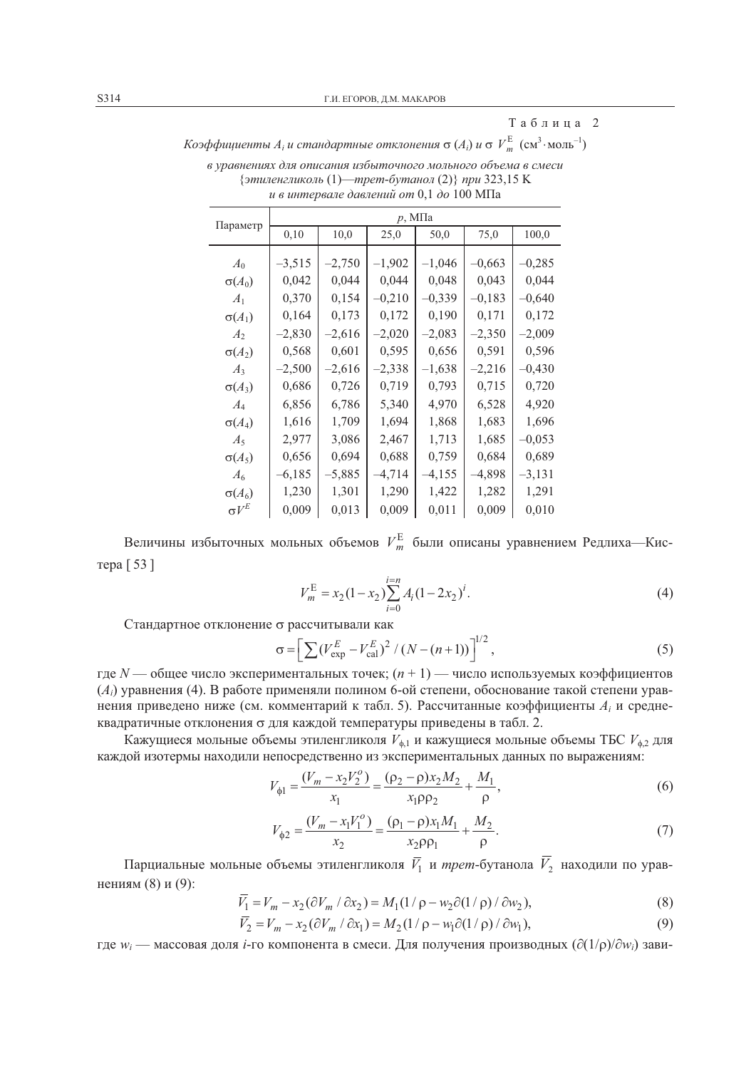Таблица 2

*Коэффициенты $A_i$ и стандартные отклонения σ ($A_i$) и σ $V_m^{\mathrm{E}}$ (см$^3$·моль$^{-1}$) в уравнениях для описания избыточного мольного объема в смеси {этиленгликоль (1)—трет-бутанол (2)} при 323,15 K и в интервале давлений от 0,1 до 100 МПа*

| Параметр | *p*, МПа | | | | | |
|---|---|---|---|---|---|---|
| | 0,10 | 10,0 | 25,0 | 50,0 | 75,0 | 100,0 |
| $A_0$ | –3,515 | –2,750 | –1,902 | –1,046 | –0,663 | –0,285 |
| $\sigma(A_0)$ | 0,042 | 0,044 | 0,044 | 0,048 | 0,043 | 0,044 |
| $A_1$ | 0,370 | 0,154 | –0,210 | –0,339 | –0,183 | –0,640 |
| $\sigma(A_1)$ | 0,164 | 0,173 | 0,172 | 0,190 | 0,171 | 0,172 |
| $A_2$ | –2,830 | –2,616 | –2,020 | –2,083 | –2,350 | –2,009 |
| $\sigma(A_2)$ | 0,568 | 0,601 | 0,595 | 0,656 | 0,591 | 0,596 |
| $A_3$ | –2,500 | –2,616 | –2,338 | –1,638 | –2,216 | –0,430 |
| $\sigma(A_3)$ | 0,686 | 0,726 | 0,719 | 0,793 | 0,715 | 0,720 |
| $A_4$ | 6,856 | 6,786 | 5,340 | 4,970 | 6,528 | 4,920 |
| $\sigma(A_4)$ | 1,616 | 1,709 | 1,694 | 1,868 | 1,683 | 1,696 |
| $A_5$ | 2,977 | 3,086 | 2,467 | 1,713 | 1,685 | –0,053 |
| $\sigma(A_5)$ | 0,656 | 0,694 | 0,688 | 0,759 | 0,684 | 0,689 |
| $A_6$ | –6,185 | –5,885 | –4,714 | –4,155 | –4,898 | –3,131 |
| $\sigma(A_6)$ | 1,230 | 1,301 | 1,290 | 1,422 | 1,282 | 1,291 |
| $\sigma V^E$ | 0,009 | 0,013 | 0,009 | 0,011 | 0,009 | 0,010 |

Величины избыточных мольных объемов $V_m^{\mathrm{E}}$ были описаны уравнением Редлиха—Кистера [53]

$$V_m^{\mathrm{E}} = x_2(1-x_2)\sum_{i=0}^{i=n} A_i(1-2x_2)^i. \tag{4}$$

Стандартное отклонение σ рассчитывали как

$$\sigma = \left[\sum (V_{\mathrm{exp}}^E - V_{\mathrm{cal}}^E)^2 / (N-(n+1))\right]^{1/2}, \tag{5}$$

где $N$ — общее число экспериментальных точек; $(n+1)$ — число используемых коэффициентов ($A_i$) уравнения (4). В работе применяли полином 6-ой степени, обоснование такой степени уравнения приведено ниже (см. комментарий к табл. 5). Рассчитанные коэффициенты $A_i$ и среднеквадратичные отклонения σ для каждой температуры приведены в табл. 2.

Кажущиеся мольные объемы этиленгликоля $V_{\phi,1}$ и кажущиеся мольные объемы ТБС $V_{\phi,2}$ для каждой изотермы находили непосредственно из экспериментальных данных по выражениям:

$$V_{\phi 1} = \frac{(V_m - x_2 V_2^o)}{x_1} = \frac{(\rho_2 - \rho) x_2 M_2}{x_1 \rho \rho_2} + \frac{M_1}{\rho}, \tag{6}$$

$$V_{\phi 2} = \frac{(V_m - x_1 V_1^o)}{x_2} = \frac{(\rho_1 - \rho) x_1 M_1}{x_2 \rho \rho_1} + \frac{M_2}{\rho}. \tag{7}$$

Парциальные мольные объемы этиленгликоля $\overline{V}_1$ и *трет*-бутанола $\overline{V}_2$ находили по уравнениям (8) и (9):

$$\overline{V}_1 = V_m - x_2(\partial V_m / \partial x_2) = M_1(1/\rho - w_2 \partial(1/\rho)/\partial w_2), \tag{8}$$

$$\overline{V}_2 = V_m - x_2(\partial V_m / \partial x_1) = M_2(1/\rho - w_1 \partial(1/\rho)/\partial w_1), \tag{9}$$

где $w_i$ — массовая доля $i$-го компонента в смеси. Для получения производных $(\partial(1/\rho)/\partial w_i)$ зави-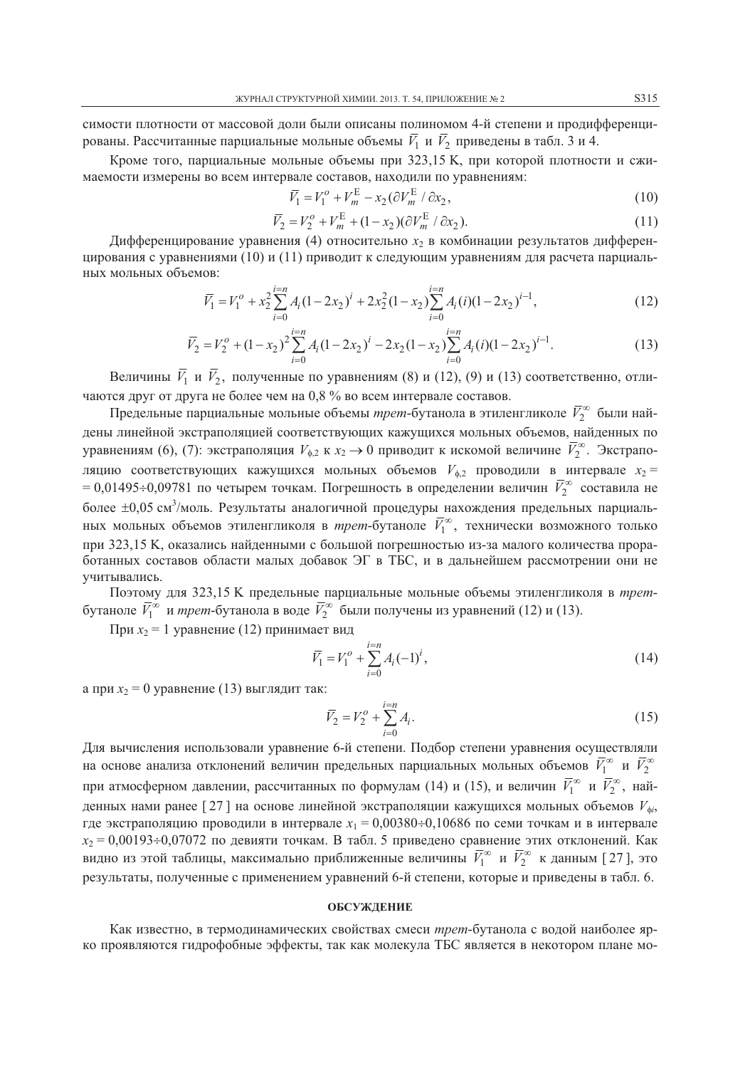симости плотности от массовой доли были описаны полиномом 4-й степени и продифференцированы. Рассчитанные парциальные мольные объемы $\overline{V}_1$ и $\overline{V}_2$ приведены в табл. 3 и 4.

Кроме того, парциальные мольные объемы при 323,15 K, при которой плотности и сжимаемости измерены во всем интервале составов, находили по уравнениям:

$$\overline{V}_1 = V_1^o + V_m^{\mathrm{E}} - x_2(\partial V_m^{\mathrm{E}} / \partial x_2), \tag{10}$$

$$\overline{V}_2 = V_2^o + V_m^{\mathrm{E}} + (1 - x_2)(\partial V_m^{\mathrm{E}} / \partial x_2). \tag{11}$$

Дифференцирование уравнения (4) относительно $x_2$ в комбинации результатов дифференцирования с уравнениями (10) и (11) приводит к следующим уравнениям для расчета парциальных мольных объемов:

$$\overline{V}_1 = V_1^o + x_2^2 \sum_{i=0}^{i=n} A_i (1 - 2x_2)^i + 2x_2^2 (1 - x_2) \sum_{i=0}^{i=n} A_i (i)(1 - 2x_2)^{i-1}, \tag{12}$$

$$\overline{V}_2 = V_2^o + (1 - x_2)^2 \sum_{i=0}^{i=n} A_i (1 - 2x_2)^i - 2x_2 (1 - x_2) \sum_{i=0}^{i=n} A_i (i)(1 - 2x_2)^{i-1}. \tag{13}$$

Величины $\overline{V}_1$ и $\overline{V}_2$, полученные по уравнениям (8) и (12), (9) и (13) соответственно, отличаются друг от друга не более чем на 0,8 % во всем интервале составов.

Предельные парциальные мольные объемы *трет*-бутанола в этиленгликоле $\overline{V}_2^{\infty}$ были найдены линейной экстраполяцией соответствующих кажущихся мольных объемов, найденных по уравнениям (6), (7): экстраполяция $V_{\phi,2}$ к $x_2 \to 0$ приводит к искомой величине $\overline{V}_2^{\infty}$. Экстраполяцию соответствующих кажущихся мольных объемов $V_{\phi,2}$ проводили в интервале $x_2 = 0{,}01495 \div 0{,}09781$ по четырем точкам. Погрешность в определении величин $\overline{V}_2^{\infty}$ составила не более ±0,05 см$^3$/моль. Результаты аналогичной процедуры нахождения предельных парциальных мольных объемов этиленгликоля в *трет*-бутаноле $\overline{V}_1^{\infty}$, технически возможного только при 323,15 K, оказались найденными с большой погрешностью из-за малого количества проработанных составов области малых добавок ЭГ в ТБС, и в дальнейшем рассмотрении они не учитывались.

Поэтому для 323,15 K предельные парциальные мольные объемы этиленгликоля в *трет*-бутаноле $\overline{V}_1^{\infty}$ и *трет*-бутанола в воде $\overline{V}_2^{\infty}$ были получены из уравнений (12) и (13).

При $x_2 = 1$ уравнение (12) принимает вид

$$\overline{V}_1 = V_1^o + \sum_{i=0}^{i=n} A_i (-1)^i, \tag{14}$$

а при $x_2 = 0$ уравнение (13) выглядит так:

$$\overline{V}_2 = V_2^o + \sum_{i=0}^{i=n} A_i. \tag{15}$$

Для вычисления использовали уравнение 6-й степени. Подбор степени уравнения осуществляли на основе анализа отклонений величин предельных парциальных мольных объемов $\overline{V}_1^{\infty}$ и $\overline{V}_2^{\infty}$ при атмосферном давлении, рассчитанных по формулам (14) и (15), и величин $\overline{V}_1^{\infty}$ и $\overline{V}_2^{\infty}$, найденных нами ранее [27] на основе линейной экстраполяции кажущихся мольных объемов $V_{\phi i}$, где экстраполяцию проводили в интервале $x_1 = 0{,}00380 \div 0{,}10686$ по семи точкам и в интервале $x_2 = 0{,}00193 \div 0{,}07072$ по девяти точкам. В табл. 5 приведено сравнение этих отклонений. Как видно из этой таблицы, максимально приближенные величины $\overline{V}_1^{\infty}$ и $\overline{V}_2^{\infty}$ к данным [27], это результаты, полученные с применением уравнений 6-й степени, которые и приведены в табл. 6.

## ОБСУЖДЕНИЕ

Как известно, в термодинамических свойствах смеси *трет*-бутанола с водой наиболее ярко проявляются гидрофобные эффекты, так как молекула ТБС является в некотором плане мо-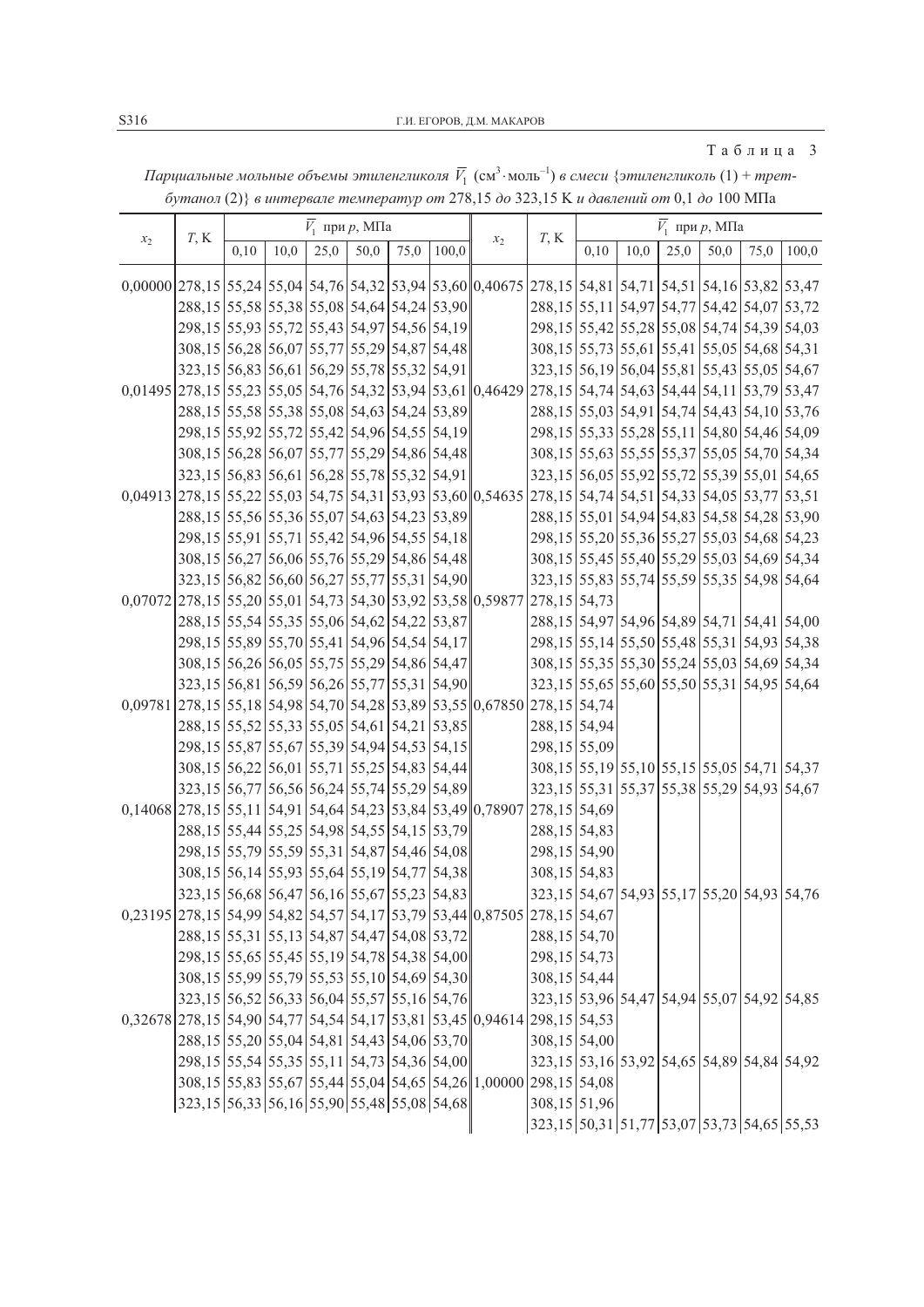Таблица 3

*Парциальные мольные объемы этиленгликоля* $\overline{V}_1$ (см$^3$·моль$^{-1}$) *в смеси* {*этиленгликоль* (1) + *трет-бутанол* (2)} *в интервале температур от* 278,15 *до* 323,15 K *и давлений от* 0,1 *до* 100 МПа

| $x_2$ | $T$, K | $\overline{V}_1$ при $p$, МПа | | | | | | $x_2$ | $T$, K | $\overline{V}_1$ при $p$, МПа | | | | | |
|---|---|---|---|---|---|---|---|---|---|---|---|---|---|---|---|
| | | 0,10 | 10,0 | 25,0 | 50,0 | 75,0 | 100,0 | | | 0,10 | 10,0 | 25,0 | 50,0 | 75,0 | 100,0 |
| 0,00000 | 278,15 | 55,24 | 55,04 | 54,76 | 54,32 | 53,94 | 53,60 | 0,40675 | 278,15 | 54,81 | 54,71 | 54,51 | 54,16 | 53,82 | 53,47 |
| | 288,15 | 55,58 | 55,38 | 55,08 | 54,64 | 54,24 | 53,90 | | 288,15 | 55,11 | 54,97 | 54,77 | 54,42 | 54,07 | 53,72 |
| | 298,15 | 55,93 | 55,72 | 55,43 | 54,97 | 54,56 | 54,19 | | 298,15 | 55,42 | 55,28 | 55,08 | 54,74 | 54,39 | 54,03 |
| | 308,15 | 56,28 | 56,07 | 55,77 | 55,29 | 54,87 | 54,48 | | 308,15 | 55,73 | 55,61 | 55,41 | 55,05 | 54,68 | 54,31 |
| | 323,15 | 56,83 | 56,61 | 56,29 | 55,78 | 55,32 | 54,91 | | 323,15 | 56,19 | 56,04 | 55,81 | 55,43 | 55,05 | 54,67 |
| 0,01495 | 278,15 | 55,23 | 55,05 | 54,76 | 54,32 | 53,94 | 53,61 | 0,46429 | 278,15 | 54,74 | 54,63 | 54,44 | 54,11 | 53,79 | 53,47 |
| | 288,15 | 55,58 | 55,38 | 55,08 | 54,63 | 54,24 | 53,89 | | 288,15 | 55,03 | 54,91 | 54,74 | 54,43 | 54,10 | 53,76 |
| | 298,15 | 55,92 | 55,72 | 55,42 | 54,96 | 54,55 | 54,19 | | 298,15 | 55,33 | 55,28 | 55,11 | 54,80 | 54,46 | 54,09 |
| | 308,15 | 56,28 | 56,07 | 55,77 | 55,29 | 54,86 | 54,48 | | 308,15 | 55,63 | 55,55 | 55,37 | 55,05 | 54,70 | 54,34 |
| | 323,15 | 56,83 | 56,61 | 56,28 | 55,78 | 55,32 | 54,91 | | 323,15 | 56,05 | 55,92 | 55,72 | 55,39 | 55,01 | 54,65 |
| 0,04913 | 278,15 | 55,22 | 55,03 | 54,75 | 54,31 | 53,93 | 53,60 | 0,54635 | 278,15 | 54,74 | 54,51 | 54,33 | 54,05 | 53,77 | 53,51 |
| | 288,15 | 55,56 | 55,36 | 55,07 | 54,63 | 54,23 | 53,89 | | 288,15 | 55,01 | 54,94 | 54,83 | 54,58 | 54,28 | 53,90 |
| | 298,15 | 55,91 | 55,71 | 55,42 | 54,96 | 54,55 | 54,18 | | 298,15 | 55,20 | 55,36 | 55,27 | 55,03 | 54,68 | 54,23 |
| | 308,15 | 56,27 | 56,06 | 55,76 | 55,29 | 54,86 | 54,48 | | 308,15 | 55,45 | 55,40 | 55,29 | 55,03 | 54,69 | 54,34 |
| | 323,15 | 56,82 | 56,60 | 56,27 | 55,77 | 55,31 | 54,90 | | 323,15 | 55,83 | 55,74 | 55,59 | 55,35 | 54,98 | 54,64 |
| 0,07072 | 278,15 | 55,20 | 55,01 | 54,73 | 54,30 | 53,92 | 53,58 | 0,59877 | 278,15 | 54,73 | | | | | |
| | 288,15 | 55,54 | 55,35 | 55,06 | 54,62 | 54,22 | 53,87 | | 288,15 | 54,97 | 54,96 | 54,89 | 54,71 | 54,41 | 54,00 |
| | 298,15 | 55,89 | 55,70 | 55,41 | 54,96 | 54,54 | 54,17 | | 298,15 | 55,14 | 55,50 | 55,48 | 55,31 | 54,93 | 54,38 |
| | 308,15 | 56,26 | 56,05 | 55,75 | 55,29 | 54,86 | 54,47 | | 308,15 | 55,35 | 55,30 | 55,24 | 55,03 | 54,69 | 54,34 |
| | 323,15 | 56,81 | 56,59 | 56,26 | 55,77 | 55,31 | 54,90 | | 323,15 | 55,65 | 55,60 | 55,50 | 55,31 | 54,95 | 54,64 |
| 0,09781 | 278,15 | 55,18 | 54,98 | 54,70 | 54,28 | 53,89 | 53,55 | 0,67850 | 278,15 | 54,74 | | | | | |
| | 288,15 | 55,52 | 55,33 | 55,05 | 54,61 | 54,21 | 53,85 | | 288,15 | 54,94 | | | | | |
| | 298,15 | 55,87 | 55,67 | 55,39 | 54,94 | 54,53 | 54,15 | | 298,15 | 55,09 | | | | | |
| | 308,15 | 56,22 | 56,01 | 55,71 | 55,25 | 54,83 | 54,44 | | 308,15 | 55,19 | 55,10 | 55,15 | 55,05 | 54,71 | 54,37 |
| | 323,15 | 56,77 | 56,56 | 56,24 | 55,74 | 55,29 | 54,89 | | 323,15 | 55,31 | 55,37 | 55,38 | 55,29 | 54,93 | 54,67 |
| 0,14068 | 278,15 | 55,11 | 54,91 | 54,64 | 54,23 | 53,84 | 53,49 | 0,78907 | 278,15 | 54,69 | | | | | |
| | 288,15 | 55,44 | 55,25 | 54,98 | 54,55 | 54,15 | 53,79 | | 288,15 | 54,83 | | | | | |
| | 298,15 | 55,79 | 55,59 | 55,31 | 54,87 | 54,46 | 54,08 | | 298,15 | 54,90 | | | | | |
| | 308,15 | 56,14 | 55,93 | 55,64 | 55,19 | 54,77 | 54,38 | | 308,15 | 54,83 | | | | | |
| | 323,15 | 56,68 | 56,47 | 56,16 | 55,67 | 55,23 | 54,83 | | 323,15 | 54,67 | 54,93 | 55,17 | 55,20 | 54,93 | 54,76 |
| 0,23195 | 278,15 | 54,99 | 54,82 | 54,57 | 54,17 | 53,79 | 53,44 | 0,87505 | 278,15 | 54,67 | | | | | |
| | 288,15 | 55,31 | 55,13 | 54,87 | 54,47 | 54,08 | 53,72 | | 288,15 | 54,70 | | | | | |
| | 298,15 | 55,65 | 55,45 | 55,19 | 54,78 | 54,38 | 54,00 | | 298,15 | 54,73 | | | | | |
| | 308,15 | 55,99 | 55,79 | 55,53 | 55,10 | 54,69 | 54,30 | | 308,15 | 54,44 | | | | | |
| | 323,15 | 56,52 | 56,33 | 56,04 | 55,57 | 55,16 | 54,76 | | 323,15 | 53,96 | 54,47 | 54,94 | 55,07 | 54,92 | 54,85 |
| 0,32678 | 278,15 | 54,90 | 54,77 | 54,54 | 54,17 | 53,81 | 53,45 | 0,94614 | 298,15 | 54,53 | | | | | |
| | 288,15 | 55,20 | 55,04 | 54,81 | 54,43 | 54,06 | 53,70 | | 308,15 | 54,00 | | | | | |
| | 298,15 | 55,54 | 55,35 | 55,11 | 54,73 | 54,36 | 54,00 | | 323,15 | 53,16 | 53,92 | 54,65 | 54,89 | 54,84 | 54,92 |
| | 308,15 | 55,83 | 55,67 | 55,44 | 55,04 | 54,65 | 54,26 | 1,00000 | 298,15 | 54,08 | | | | | |
| | 323,15 | 56,33 | 56,16 | 55,90 | 55,48 | 55,08 | 54,68 | | 308,15 | 51,96 | | | | | |
| | | | | | | | | | 323,15 | 50,31 | 51,77 | 53,07 | 53,73 | 54,65 | 55,53 |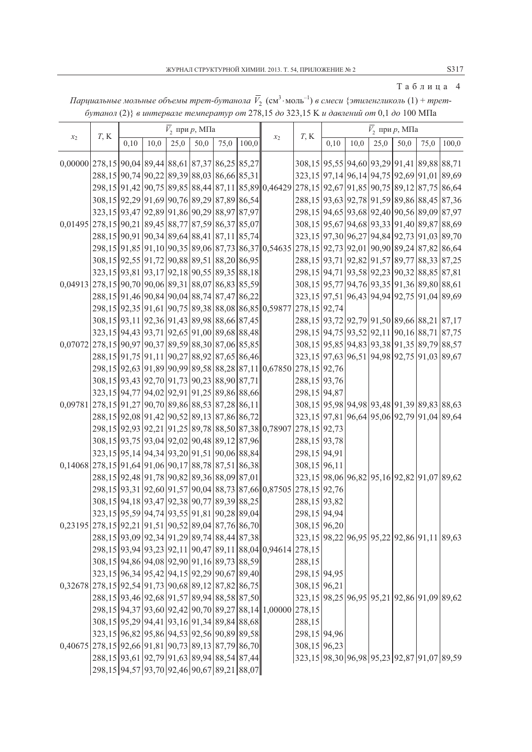Таблица 4

*Парциальные мольные объемы трет-бутанола* $\overline{V}_2$ (см$^3$·моль$^{-1}$) *в смеси* {*этиленгликоль* (1) + *трет-бутанол* (2)} *в интервале температур от* 278,15 *до* 323,15 K *и давлений от* 0,1 *до* 100 МПа

| $x_2$ | $T$, K | $\overline{V}_2$ при $p$, МПа | | | | | |
|---|---|---|---|---|---|---|---|
| | | 0,10 | 10,0 | 25,0 | 50,0 | 75,0 | 100,0 |
| 0,00000 | 278,15 | 90,04 | 89,44 | 88,61 | 87,37 | 86,25 | 85,27 |
| | 288,15 | 90,74 | 90,22 | 89,39 | 88,03 | 86,66 | 85,31 |
| | 298,15 | 91,42 | 90,75 | 89,85 | 88,44 | 87,11 | 85,89 |
| | 308,15 | 92,29 | 91,69 | 90,76 | 89,29 | 87,89 | 86,54 |
| | 323,15 | 93,47 | 92,89 | 91,86 | 90,29 | 88,97 | 87,97 |
| 0,01495 | 278,15 | 90,21 | 89,45 | 88,77 | 87,59 | 86,37 | 85,07 |
| | 288,15 | 90,91 | 90,34 | 89,64 | 88,41 | 87,11 | 85,74 |
| | 298,15 | 91,85 | 91,10 | 90,35 | 89,06 | 87,73 | 86,37 |
| | 308,15 | 92,55 | 91,72 | 90,88 | 89,51 | 88,20 | 86,95 |
| | 323,15 | 93,81 | 93,17 | 92,18 | 90,55 | 89,35 | 88,18 |
| 0,04913 | 278,15 | 90,70 | 90,06 | 89,31 | 88,07 | 86,83 | 85,59 |
| | 288,15 | 91,46 | 90,84 | 90,04 | 88,74 | 87,47 | 86,22 |
| | 298,15 | 92,35 | 91,61 | 90,75 | 89,38 | 88,08 | 86,85 |
| | 308,15 | 93,11 | 92,36 | 91,43 | 89,98 | 88,66 | 87,45 |
| | 323,15 | 94,43 | 93,71 | 92,65 | 91,00 | 89,68 | 88,48 |
| 0,07072 | 278,15 | 90,97 | 90,37 | 89,59 | 88,30 | 87,06 | 85,85 |
| | 288,15 | 91,75 | 91,11 | 90,27 | 88,92 | 87,65 | 86,46 |
| | 298,15 | 92,63 | 91,89 | 90,99 | 89,58 | 88,28 | 87,11 |
| | 308,15 | 93,43 | 92,70 | 91,73 | 90,23 | 88,90 | 87,71 |
| | 323,15 | 94,77 | 94,02 | 92,91 | 91,25 | 89,86 | 88,66 |
| 0,09781 | 278,15 | 91,27 | 90,70 | 89,86 | 88,53 | 87,28 | 86,11 |
| | 288,15 | 92,08 | 91,42 | 90,52 | 89,13 | 87,86 | 86,72 |
| | 298,15 | 92,93 | 92,21 | 91,25 | 89,78 | 88,50 | 87,38 |
| | 308,15 | 93,75 | 93,04 | 92,02 | 90,48 | 89,12 | 87,96 |
| | 323,15 | 95,14 | 94,34 | 93,20 | 91,51 | 90,06 | 88,84 |
| 0,14068 | 278,15 | 91,64 | 91,06 | 90,17 | 88,78 | 87,51 | 86,38 |
| | 288,15 | 92,48 | 91,78 | 90,82 | 89,36 | 88,09 | 87,01 |
| | 298,15 | 93,31 | 92,60 | 91,57 | 90,04 | 88,73 | 87,66 |
| | 308,15 | 94,18 | 93,47 | 92,38 | 90,77 | 89,39 | 88,25 |
| | 323,15 | 95,59 | 94,74 | 93,55 | 91,81 | 90,28 | 89,04 |
| 0,23195 | 278,15 | 92,21 | 91,51 | 90,52 | 89,04 | 87,76 | 86,70 |
| | 288,15 | 93,09 | 92,34 | 91,29 | 89,74 | 88,44 | 87,38 |
| | 298,15 | 93,94 | 93,23 | 92,11 | 90,47 | 89,11 | 88,04 |
| | 308,15 | 94,86 | 94,08 | 92,90 | 91,16 | 89,73 | 88,59 |
| | 323,15 | 96,34 | 95,42 | 94,15 | 92,29 | 90,67 | 89,40 |
| 0,32678 | 278,15 | 92,54 | 91,73 | 90,68 | 89,12 | 87,82 | 86,75 |
| | 288,15 | 93,46 | 92,68 | 91,57 | 89,94 | 88,58 | 87,50 |
| | 298,15 | 94,37 | 93,60 | 92,42 | 90,70 | 89,27 | 88,14 |
| | 308,15 | 95,29 | 94,41 | 93,16 | 91,34 | 89,84 | 88,68 |
| | 323,15 | 96,82 | 95,86 | 94,53 | 92,56 | 90,89 | 89,58 |
| 0,40675 | 278,15 | 92,66 | 91,81 | 90,73 | 89,13 | 87,79 | 86,70 |
| | 288,15 | 93,61 | 92,79 | 91,63 | 89,94 | 88,54 | 87,44 |
| | 298,15 | 94,57 | 93,70 | 92,46 | 90,67 | 89,21 | 88,07 |
| | 308,15 | 95,55 | 94,60 | 93,29 | 91,41 | 89,88 | 88,71 |
| | 323,15 | 97,14 | 96,14 | 94,75 | 92,69 | 91,01 | 89,69 |
| 0,46429 | 278,15 | 92,67 | 91,85 | 90,75 | 89,12 | 87,75 | 86,64 |
| | 288,15 | 93,63 | 92,78 | 91,59 | 89,86 | 88,45 | 87,36 |
| | 298,15 | 94,65 | 93,68 | 92,40 | 90,56 | 89,09 | 87,97 |
| | 308,15 | 95,67 | 94,68 | 93,33 | 91,40 | 89,87 | 88,69 |
| | 323,15 | 97,30 | 96,27 | 94,84 | 92,73 | 91,03 | 89,70 |
| 0,54635 | 278,15 | 92,73 | 92,01 | 90,90 | 89,24 | 87,82 | 86,64 |
| | 288,15 | 93,71 | 92,82 | 91,57 | 89,77 | 88,33 | 87,25 |
| | 298,15 | 94,71 | 93,58 | 92,23 | 90,32 | 88,85 | 87,81 |
| | 308,15 | 95,77 | 94,76 | 93,35 | 91,36 | 89,80 | 88,61 |
| | 323,15 | 97,51 | 96,43 | 94,94 | 92,75 | 91,04 | 89,69 |
| 0,59877 | 278,15 | 92,74 | | | | | |
| | 288,15 | 93,72 | 92,79 | 91,50 | 89,66 | 88,21 | 87,17 |
| | 298,15 | 94,75 | 93,52 | 92,11 | 90,16 | 88,71 | 87,75 |
| | 308,15 | 95,85 | 94,83 | 93,38 | 91,35 | 89,79 | 88,57 |
| | 323,15 | 97,63 | 96,51 | 94,98 | 92,75 | 91,03 | 89,67 |
| 0,67850 | 278,15 | 92,76 | | | | | |
| | 288,15 | 93,76 | | | | | |
| | 298,15 | 94,87 | | | | | |
| | 308,15 | 95,98 | 94,98 | 93,48 | 91,39 | 89,83 | 88,63 |
| | 323,15 | 97,81 | 96,64 | 95,06 | 92,79 | 91,04 | 89,64 |
| 0,78907 | 278,15 | 92,73 | | | | | |
| | 288,15 | 93,78 | | | | | |
| | 298,15 | 94,91 | | | | | |
| | 308,15 | 96,11 | | | | | |
| | 323,15 | 98,06 | 96,82 | 95,16 | 92,82 | 91,07 | 89,62 |
| 0,87505 | 278,15 | 92,76 | | | | | |
| | 288,15 | 93,82 | | | | | |
| | 298,15 | 94,94 | | | | | |
| | 308,15 | 96,20 | | | | | |
| | 323,15 | 98,22 | 96,95 | 95,22 | 92,86 | 91,11 | 89,63 |
| 0,94614 | 278,15 | | | | | | |
| | 288,15 | | | | | | |
| | 298,15 | 94,95 | | | | | |
| | 308,15 | 96,21 | | | | | |
| | 323,15 | 98,25 | 96,95 | 95,21 | 92,86 | 91,09 | 89,62 |
| 1,00000 | 278,15 | | | | | | |
| | 288,15 | | | | | | |
| | 298,15 | 94,96 | | | | | |
| | 308,15 | 96,23 | | | | | |
| | 323,15 | 98,30 | 96,98 | 95,23 | 92,87 | 91,07 | 89,59 |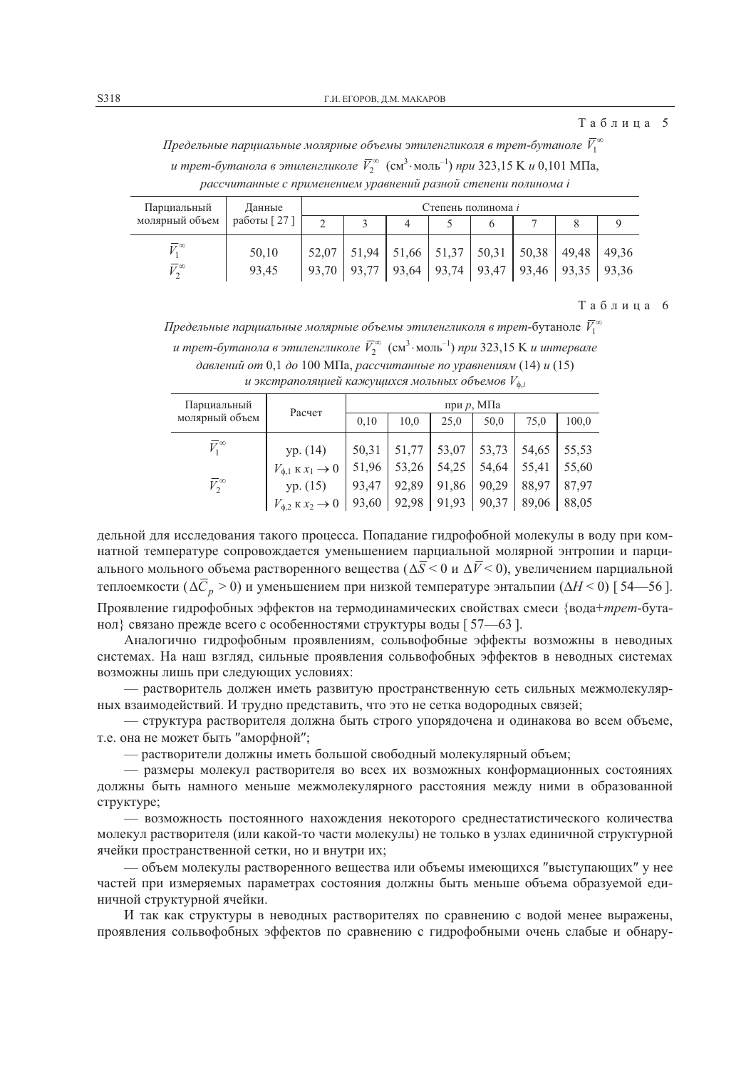Таблица 5

*Предельные парциальные молярные объемы этиленгликоля в трет-бутаноле* $\overline{V}_1^{\infty}$ *и трет-бутанола в этиленгликоле* $\overline{V}_2^{\infty}$ (см$^3\cdot$моль$^{-1}$) *при* 323,15 K *и* 0,101 МПа, *рассчитанные с применением уравнений разной степени полинома i*

| Парциальный молярный объем | Данные работы [27] | Степень полинома *i* | | | | | | | |
|---|---|---|---|---|---|---|---|---|---|
| | | 2 | 3 | 4 | 5 | 6 | 7 | 8 | 9 |
| $\overline{V}_1^{\infty}$ | 50,10 | 52,07 | 51,94 | 51,66 | 51,37 | 50,31 | 50,38 | 49,48 | 49,36 |
| $\overline{V}_2^{\infty}$ | 93,45 | 93,70 | 93,77 | 93,64 | 93,74 | 93,47 | 93,46 | 93,35 | 93,36 |

Таблица 6

*Предельные парциальные молярные объемы этиленгликоля в трет-*бутаноле $\overline{V}_1^{\infty}$ *и трет-бутанола в этиленгликоле* $\overline{V}_2^{\infty}$ (см$^3\cdot$моль$^{-1}$) *при* 323,15 K *и интервале давлений от* 0,1 *до* 100 МПа, *рассчитанные по уравнениям* (14) *и* (15) *и экстраполяцией кажущихся мольных объемов* $V_{\phi,i}$

| Парциальный молярный объем | Расчет | при *p*, МПа | | | | | |
|---|---|---|---|---|---|---|---|
| | | 0,10 | 10,0 | 25,0 | 50,0 | 75,0 | 100,0 |
| $\overline{V}_1^{\infty}$ | ур. (14) | 50,31 | 51,77 | 53,07 | 53,73 | 54,65 | 55,53 |
| | $V_{\phi,1}$ к $x_1 \to 0$ | 51,96 | 53,26 | 54,25 | 54,64 | 55,41 | 55,60 |
| $\overline{V}_2^{\infty}$ | ур. (15) | 93,47 | 92,89 | 91,86 | 90,29 | 88,97 | 87,97 |
| | $V_{\phi,2}$ к $x_2 \to 0$ | 93,60 | 92,98 | 91,93 | 90,37 | 89,06 | 88,05 |

дельной для исследования такого процесса. Попадание гидрофобной молекулы в воду при комнатной температуре сопровождается уменьшением парциальной молярной энтропии и парциального мольного объема растворенного вещества ($\Delta\overline{S} < 0$ и $\Delta\overline{V} < 0$), увеличением парциальной теплоемкости ($\Delta\overline{C}_p > 0$) и уменьшением при низкой температуре энтальпии ($\Delta H < 0$) [54—56]. Проявление гидрофобных эффектов на термодинамических свойствах смеси {вода+*трет*-бутанол} связано прежде всего с особенностями структуры воды [57—63].

Аналогично гидрофобным проявлениям, сольвофобные эффекты возможны в неводных системах. На наш взгляд, сильные проявления сольвофобных эффектов в неводных системах возможны лишь при следующих условиях:

— растворитель должен иметь развитую пространственную сеть сильных межмолекулярных взаимодействий. И трудно представить, что это не сетка водородных связей;

— структура растворителя должна быть строго упорядочена и одинакова во всем объеме, т.е. она не может быть "аморфной";

— растворители должны иметь большой свободный молекулярный объем;

— размеры молекул растворителя во всех их возможных конформационных состояниях должны быть намного меньше межмолекулярного расстояния между ними в образованной структуре;

— возможность постоянного нахождения некоторого среднестатистического количества молекул растворителя (или какой-то части молекулы) не только в узлах единичной структурной ячейки пространственной сетки, но и внутри их;

— объем молекулы растворенного вещества или объемы имеющихся "выступающих" у нее частей при измеряемых параметрах состояния должны быть меньше объема образуемой единичной структурной ячейки.

И так как структуры в неводных растворителях по сравнению с водой менее выражены, проявления сольвофобных эффектов по сравнению с гидрофобными очень слабые и обнару-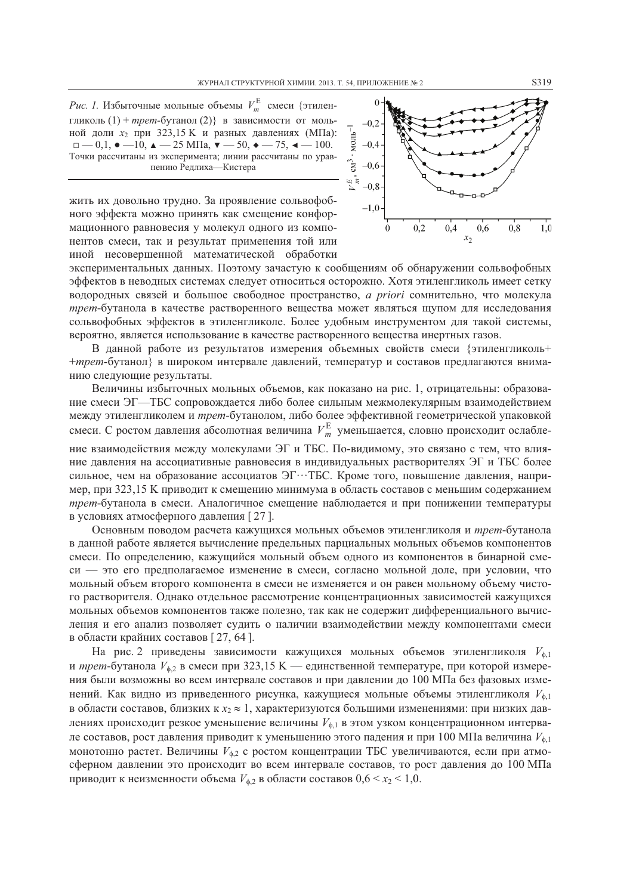*Рис. 1.* Избыточные мольные объемы $V_m^E$ смеси {этиленгликоль (1) + *трет*-бутанол (2)} в зависимости от мольной доли $x_2$ при 323,15 K и разных давлениях (МПа): □ — 0,1, ● —10, ▲ — 25 МПа, ▼ — 50, ◆ — 75, ◄ — 100. Точки рассчитаны из эксперимента; линии рассчитаны по уравнению Редлиха—Кистера

0
−0,2
−0,4
−0,6
−0,8
−1,0
$V_m^E$, см$^3$ · моль$^{-1}$
0
0,2
0,4
0,6
0,8
1,0
$x_2$

жить их довольно трудно. За проявление сольвофобного эффекта можно принять как смещение конформационного равновесия у молекул одного из компонентов смеси, так и результат применения той или иной несовершенной математической обработки экспериментальных данных. Поэтому зачастую к сообщениям об обнаружении сольвофобных эффектов в неводных системах следует относиться осторожно. Хотя этиленгликоль имеет сетку водородных связей и большое свободное пространство, *a priori* сомнительно, что молекула *трет*-бутанола в качестве растворенного вещества может являться щупом для исследования сольвофобных эффектов в этиленгликоле. Более удобным инструментом для такой системы, вероятно, является использование в качестве растворенного вещества инертных газов.

В данной работе из результатов измерения объемных свойств смеси {этиленгликоль+ +*трет*-бутанол} в широком интервале давлений, температур и составов предлагаются вниманию следующие результаты.

Величины избыточных мольных объемов, как показано на рис. 1, отрицательны: образование смеси ЭГ—ТБС сопровождается либо более сильным межмолекулярным взаимодействием между этиленгликолем и *трет*-бутанолом, либо более эффективной геометрической упаковкой смеси. С ростом давления абсолютная величина $V_m^E$ уменьшается, словно происходит ослабление взаимодействия между молекулами ЭГ и ТБС. По-видимому, это связано с тем, что влияние давления на ассоциативные равновесия в индивидуальных растворителях ЭГ и ТБС более сильное, чем на образование ассоциатов ЭГ···ТБС. Кроме того, повышение давления, например, при 323,15 K приводит к смещению минимума в область составов с меньшим содержанием *трет*-бутанола в смеси. Аналогичное смещение наблюдается и при понижении температуры в условиях атмосферного давления [27].

Основным поводом расчета кажущихся мольных объемов этиленгликоля и *трет*-бутанола в данной работе является вычисление предельных парциальных мольных объемов компонентов смеси. По определению, кажущийся мольный объем одного из компонентов в бинарной смеси — это его предполагаемое изменение в смеси, согласно мольной доле, при условии, что мольный объем второго компонента в смеси не изменяется и он равен мольному объему чистого растворителя. Однако отдельное рассмотрение концентрационных зависимостей кажущихся мольных объемов компонентов также полезно, так как не содержит дифференциального вычисления и его анализ позволяет судить о наличии взаимодействии между компонентами смеси в области крайних составов [27, 64].

На рис. 2 приведены зависимости кажущихся мольных объемов этиленгликоля $V_{\phi,1}$ и *трет*-бутанола $V_{\phi,2}$ в смеси при 323,15 K — единственной температуре, при которой измерения были возможны во всем интервале составов и при давлении до 100 МПа без фазовых изменений. Как видно из приведенного рисунка, кажущиеся мольные объемы этиленгликоля $V_{\phi,1}$ в области составов, близких к $x_2 \approx 1$, характеризуются большими изменениями: при низких давлениях происходит резкое уменьшение величины $V_{\phi,1}$ в этом узком концентрационном интервале составов, рост давления приводит к уменьшению этого падения и при 100 МПа величина $V_{\phi,1}$ монотонно растет. Величины $V_{\phi,2}$ с ростом концентрации ТБС увеличиваются, если при атмосферном давлении это происходит во всем интервале составов, то рост давления до 100 МПа приводит к неизменности объема $V_{\phi,2}$ в области составов $0,6 < x_2 < 1,0$.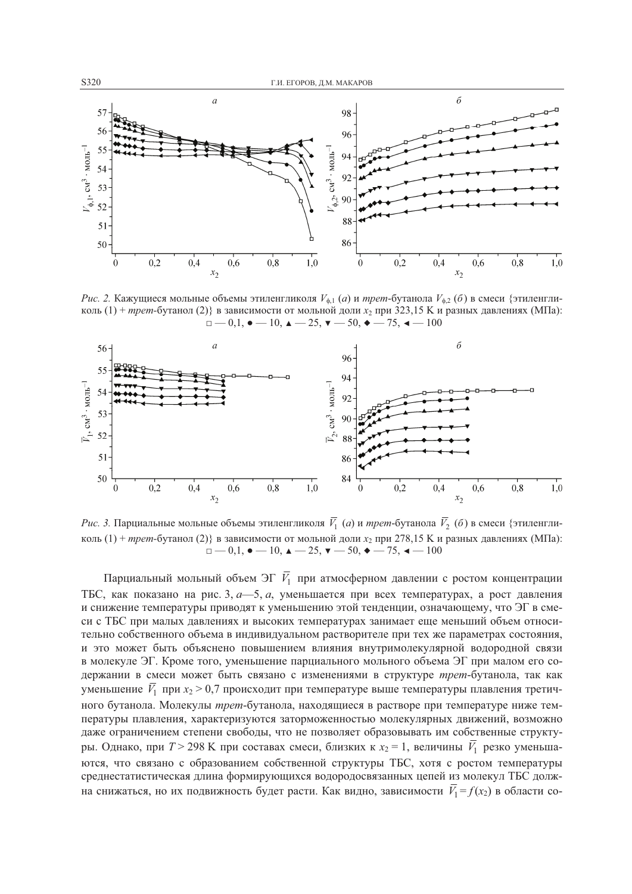а

57
56
55
54
53
52
51
50

$V_{\phi,1}$, см$^3$ · моль$^{-1}$

0 0,2 0,4 0,6 0,8 1,0

$x_2$

б

98
96
94
92
90
88
86

$V_{\phi,2}$, см$^3$ · моль$^{-1}$

0 0,2 0,4 0,6 0,8 1,0

$x_2$

*Рис. 2.* Кажущиеся мольные объемы этиленгликоля $V_{\phi,1}$ (*а*) и *трет*-бутанола $V_{\phi,2}$ (*б*) в смеси {этиленгликоль (1) + *трет*-бутанол (2)} в зависимости от мольной доли $x_2$ при 323,15 K и разных давлениях (МПа): □ — 0,1, ● — 10, ▲ — 25, ▼ — 50, ◆ — 75, ◄ — 100

а

56
55
54
53
52
51
50

$\overline{V}_1$, см$^3$ · моль$^{-1}$

0 0,2 0,4 0,6 0,8 1,0

$x_2$

б

96
94
92
90
88
86
84

$\overline{V}_2$, см$^3$ · моль$^{-1}$

0 0,2 0,4 0,6 0,8 1,0

$x_2$

*Рис. 3.* Парциальные мольные объемы этиленгликоля $\overline{V}_1$ (*а*) и *трет*-бутанола $\overline{V}_2$ (*б*) в смеси {этиленгликоль (1) + *трет*-бутанол (2)} в зависимости от мольной доли $x_2$ при 278,15 K и разных давлениях (МПа): □ — 0,1, ● — 10, ▲ — 25, ▼ — 50, ◆ — 75, ◄ — 100

Парциальный мольный объем ЭГ $\overline{V}_1$ при атмосферном давлении с ростом концентрации ТБС, как показано на рис. 3, *а*—5, *а*, уменьшается при всех температурах, а рост давления и снижение температуры приводят к уменьшению этой тенденции, означающему, что ЭГ в смеси с ТБС при малых давлениях и высоких температурах занимает еще меньший объем относительно собственного объема в индивидуальном растворителе при тех же параметрах состояния, и это может быть объяснено повышением влияния внутримолекулярной водородной связи в молекуле ЭГ. Кроме того, уменьшение парциального мольного объема ЭГ при малом его содержании в смеси может быть связано с изменениями в структуре *трет*-бутанола, так как уменьшение $\overline{V}_1$ при $x_2 > 0,7$ происходит при температуре выше температуры плавления третичного бутанола. Молекулы *трет*-бутанола, находящиеся в растворе при температуре ниже температуры плавления, характеризуются заторможенностью молекулярных движений, возможно даже ограничением степени свободы, что не позволяет образовывать им собственные структуры. Однако, при $T > 298$ K при составах смеси, близких к $x_2 = 1$, величины $\overline{V}_1$ резко уменьшаются, что связано с образованием собственной структуры ТБС, хотя с ростом температуры среднестатистическая длина формирующихся водородосвязанных цепей из молекул ТБС должна снижаться, но их подвижность будет расти. Как видно, зависимости $\overline{V}_1 = f(x_2)$ в области со-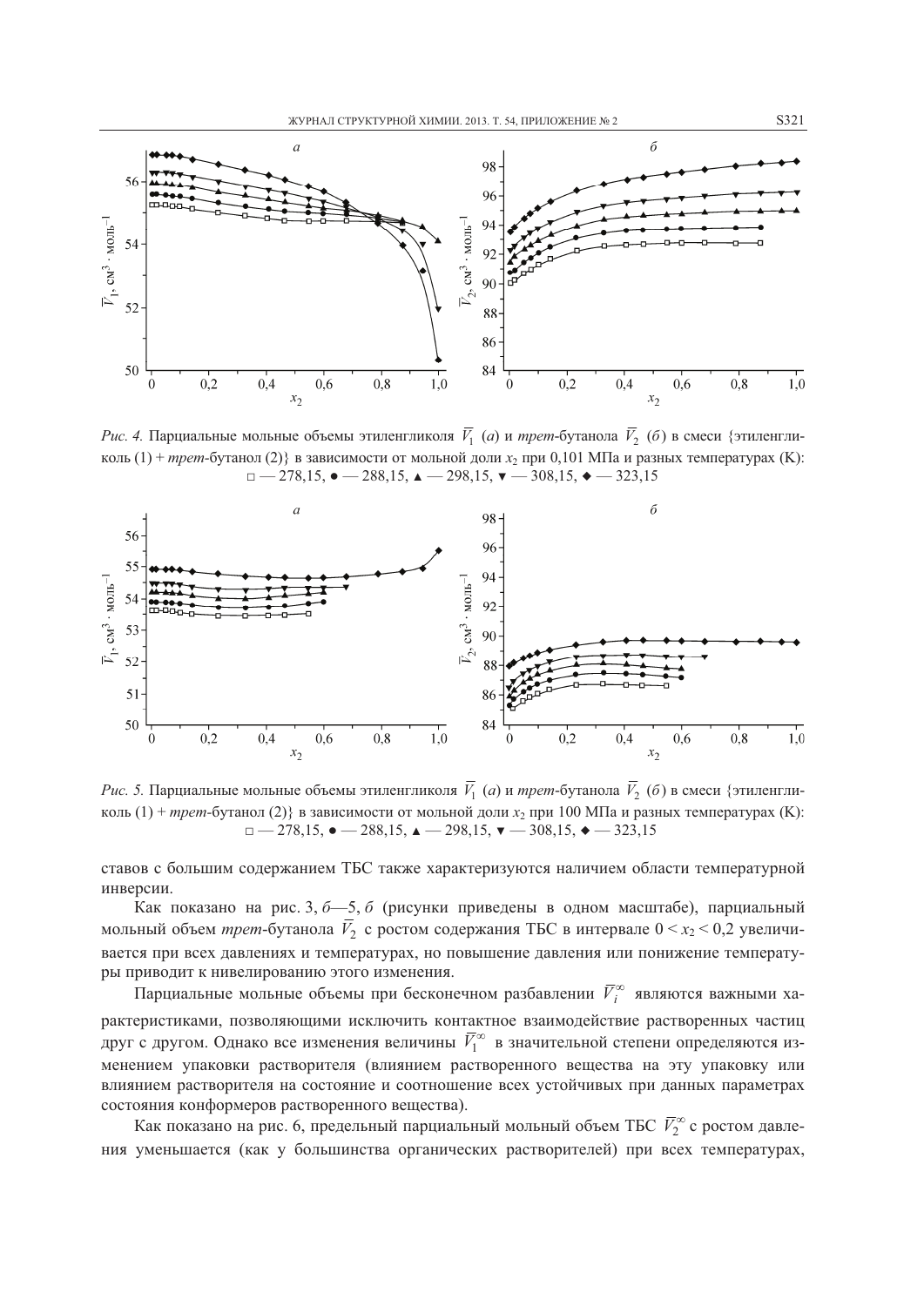*Рис. 4.* Парциальные мольные объемы этиленгликоля $\overline{V}_1$ (*а*) и *трет*-бутанола $\overline{V}_2$ (*б*) в смеси {этиленгликоль (1) + *трет*-бутанол (2)} в зависимости от мольной доли $x_2$ при 0,101 МПа и разных температурах (K): □ — 278,15, ● — 288,15, ▲ — 298,15, ▼ — 308,15, ◆ — 323,15

*Рис. 5.* Парциальные мольные объемы этиленгликоля $\overline{V}_1$ (*а*) и *трет*-бутанола $\overline{V}_2$ (*б*) в смеси {этиленгликоль (1) + *трет*-бутанол (2)} в зависимости от мольной доли $x_2$ при 100 МПа и разных температурах (K): □ — 278,15, ● — 288,15, ▲ — 298,15, ▼ — 308,15, ◆ — 323,15

ставов с большим содержанием ТБС также характеризуются наличием области температурной инверсии.

Как показано на рис. 3, *б*—5, *б* (рисунки приведены в одном масштабе), парциальный мольный объем *трет*-бутанола $\overline{V}_2$ с ростом содержания ТБС в интервале $0 < x_2 < 0{,}2$ увеличивается при всех давлениях и температурах, но повышение давления или понижение температуры приводит к нивелированию этого изменения.

Парциальные мольные объемы при бесконечном разбавлении $\overline{V}_i^{\infty}$ являются важными характеристиками, позволяющими исключить контактное взаимодействие растворенных частиц друг с другом. Однако все изменения величины $\overline{V}_1^{\infty}$ в значительной степени определяются изменением упаковки растворителя (влиянием растворенного вещества на эту упаковку или влиянием растворителя на состояние и соотношение всех устойчивых при данных параметрах состояния конформеров растворенного вещества).

Как показано на рис. 6, предельный парциальный мольный объем ТБС $\overline{V}_2^{\infty}$ с ростом давления уменьшается (как у большинства органических растворителей) при всех температурах,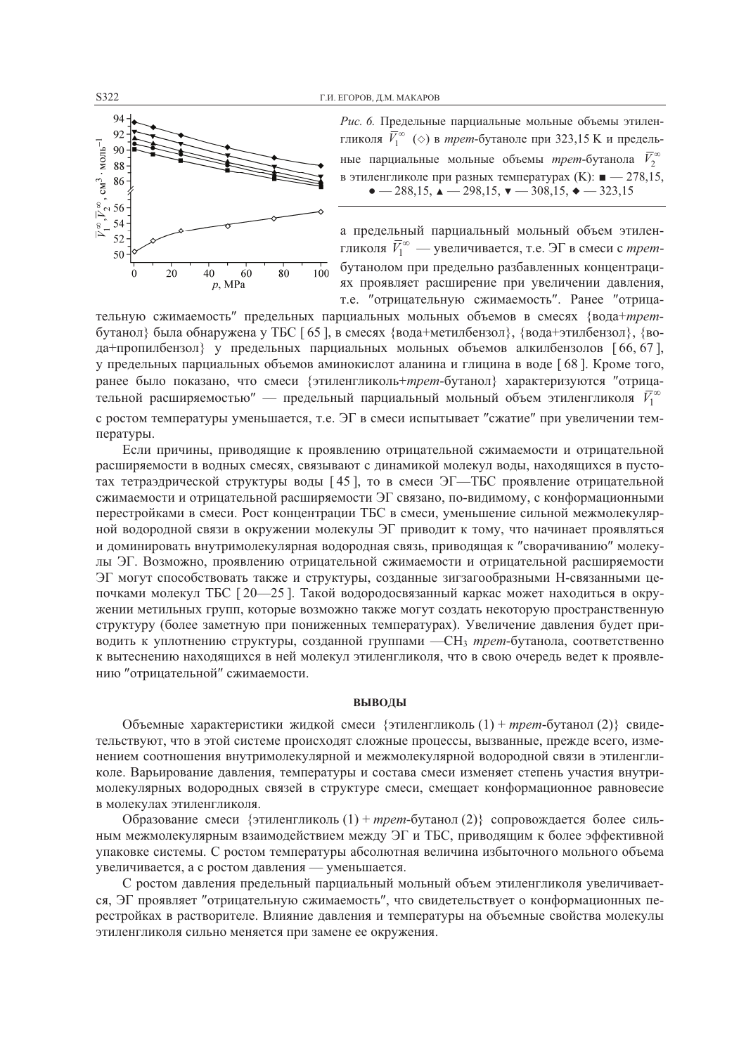*Рис. 6.* Предельные парциальные мольные объемы этиленгликоля $\overline{V}_1^{\infty}$ (◇) в *трет*-бутаноле при 323,15 K и предельные парциальные мольные объемы *трет*-бутанола $\overline{V}_2^{\infty}$ в этиленгликоле при разных температурах (K): ■ — 278,15, ● — 288,15, ▲ — 298,15, ▼ — 308,15, ◆ — 323,15

а предельный парциальный мольный объем этиленгликоля $\overline{V}_1^{\infty}$ — увеличивается, т.е. ЭГ в смеси с *трет*-бутанолом при предельно разбавленных концентрациях проявляет расширение при увеличении давления, т.е. "отрицательную сжимаемость". Ранее "отрицательную сжимаемость" предельных парциальных мольных объемов в смесях {вода+*трет*-бутанол} была обнаружена у ТБС [65], в смесях {вода+метилбензол}, {вода+этилбензол}, {вода+пропилбензол} у предельных парциальных мольных объемов алкилбензолов [66, 67], у предельных парциальных объемов аминокислот аланина и глицина в воде [68]. Кроме того, ранее было показано, что смеси {этиленгликоль+*трет*-бутанол} характеризуются "отрицательной расширяемостью" — предельный парциальный мольный объем этиленгликоля $\overline{V}_1^{\infty}$ с ростом температуры уменьшается, т.е. ЭГ в смеси испытывает "сжатие" при увеличении температуры.

Если причины, приводящие к проявлению отрицательной сжимаемости и отрицательной расширяемости в водных смесях, связывают с динамикой молекул воды, находящихся в пустотах тетраэдрической структуры воды [45], то в смеси ЭГ—ТБС проявление отрицательной сжимаемости и отрицательной расширяемости ЭГ связано, по-видимому, с конформационными перестройками в смеси. Рост концентрации ТБС в смеси, уменьшение сильной межмолекулярной водородной связи в окружении молекулы ЭГ приводит к тому, что начинает проявляться и доминировать внутримолекулярная водородная связь, приводящая к "сворачиванию" молекулы ЭГ. Возможно, проявлению отрицательной сжимаемости и отрицательной расширяемости ЭГ могут способствовать также и структуры, созданные зигзагообразными Н-связанными цепочками молекул ТБС [20—25]. Такой водородосвязанный каркас может находиться в окружении метильных групп, которые возможно также могут создать некоторую пространственную структуру (более заметную при пониженных температурах). Увеличение давления будет приводить к уплотнению структуры, созданной группами —$CH_3$ *трет*-бутанола, соответственно к вытеснению находящихся в ней молекул этиленгликоля, что в свою очередь ведет к проявлению "отрицательной" сжимаемости.

## ВЫВОДЫ

Объемные характеристики жидкой смеси {этиленгликоль (1) + *трет*-бутанол (2)} свидетельствуют, что в этой системе происходят сложные процессы, вызванные, прежде всего, изменением соотношения внутримолекулярной и межмолекулярной водородной связи в этиленгликоле. Варьирование давления, температуры и состава смеси изменяет степень участия внутримолекулярных водородных связей в структуре смеси, смещает конформационное равновесие в молекулах этиленгликоля.

Образование смеси {этиленгликоль (1) + *трет*-бутанол (2)} сопровождается более сильным межмолекулярным взаимодействием между ЭГ и ТБС, приводящим к более эффективной упаковке системы. С ростом температуры абсолютная величина избыточного мольного объема увеличивается, а с ростом давления — уменьшается.

С ростом давления предельный парциальный мольный объем этиленгликоля увеличивается, ЭГ проявляет "отрицательную сжимаемость", что свидетельствует о конформационных перестройках в растворителе. Влияние давления и температуры на объемные свойства молекулы этиленгликоля сильно меняется при замене ее окружения.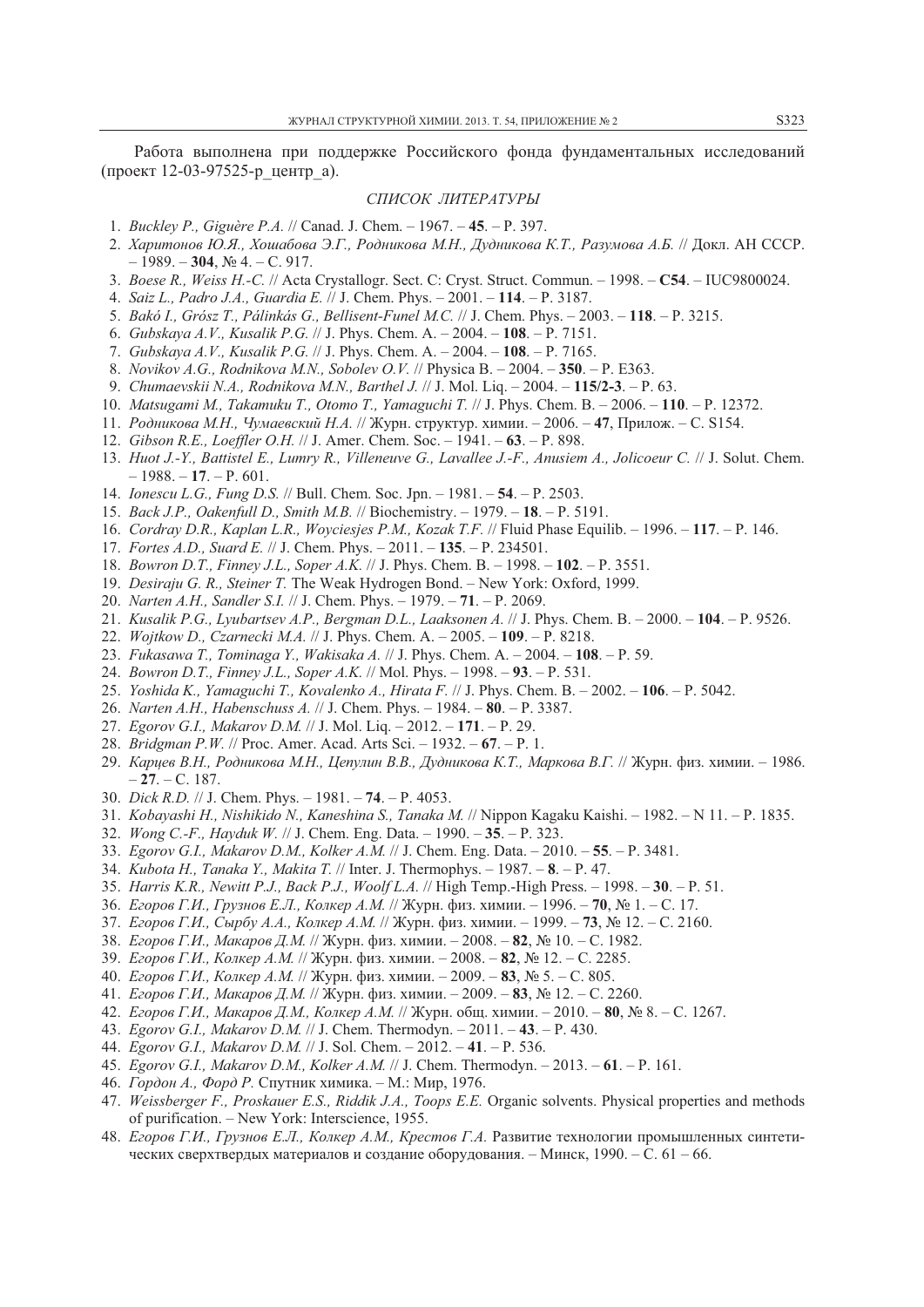Работа выполнена при поддержке Российского фонда фундаментальных исследований (проект 12-03-97525-р_центр_а).

## СПИСОК ЛИТЕРАТУРЫ

1. *Buckley P., Giguère P.A.* // Canad. J. Chem. – 1967. – **45**. – P. 397.
2. *Харитонов Ю.Я., Хошабова Э.Г., Родникова М.Н., Дудникова К.Т., Разумова А.Б.* // Докл. АН СССР. – 1989. – **304**, № 4. – С. 917.
3. *Boese R., Weiss H.-C.* // Acta Crystallogr. Sect. C: Cryst. Struct. Commun. – 1998. – **C54**. – IUC9800024.
4. *Saiz L., Padro J.A., Guardia E.* // J. Chem. Phys. – 2001. – **114**. – P. 3187.
5. *Bakó I., Grósz T., Pálinkás G., Bellisent-Funel M.C.* // J. Chem. Phys. – 2003. – **118**. – P. 3215.
6. *Gubskaya A.V., Kusalik P.G.* // J. Phys. Chem. A. – 2004. – **108**. – P. 7151.
7. *Gubskaya A.V., Kusalik P.G.* // J. Phys. Chem. A. – 2004. – **108**. – P. 7165.
8. *Novikov A.G., Rodnikova M.N., Sobolev O.V.* // Physica B. – 2004. – **350**. – P. E363.
9. *Chumaevskii N.A., Rodnikova M.N., Barthel J.* // J. Mol. Liq. – 2004. – **115/2-3**. – P. 63.
10. *Matsugami M., Takamuku T., Otomo T., Yamaguchi T.* // J. Phys. Chem. B. – 2006. – **110**. – P. 12372.
11. *Родникова М.Н., Чумаевский Н.А.* // Журн. структур. химии. – 2006. – **47**, Прилож. – С. S154.
12. *Gibson R.E., Loeffler O.H.* // J. Amer. Chem. Soc. – 1941. – **63**. – P. 898.
13. *Huot J.-Y., Battistel E., Lumry R., Villeneuve G., Lavallee J.-F., Anusiem A., Jolicoeur C.* // J. Solut. Chem. – 1988. – **17**. – P. 601.
14. *Ionescu L.G., Fung D.S.* // Bull. Chem. Soc. Jpn. – 1981. – **54**. – P. 2503.
15. *Back J.P., Oakenfull D., Smith M.B.* // Biochemistry. – 1979. – **18**. – P. 5191.
16. *Cordray D.R., Kaplan L.R., Woyciesjes P.M., Kozak T.F.* // Fluid Phase Equilib. – 1996. – **117**. – P. 146.
17. *Fortes A.D., Suard E.* // J. Chem. Phys. – 2011. – **135**. – P. 234501.
18. *Bowron D.T., Finney J.L., Soper A.K.* // J. Phys. Chem. B. – 1998. – **102**. – P. 3551.
19. *Desiraju G. R., Steiner T.* The Weak Hydrogen Bond. – New York: Oxford, 1999.
20. *Narten A.H., Sandler S.I.* // J. Chem. Phys. – 1979. – **71**. – P. 2069.
21. *Kusalik P.G., Lyubartsev A.P., Bergman D.L., Laaksonen A.* // J. Phys. Chem. B. – 2000. – **104**. – P. 9526.
22. *Wojtkow D., Czarnecki M.A.* // J. Phys. Chem. A. – 2005. – **109**. – P. 8218.
23. *Fukasawa T., Tominaga Y., Wakisaka A.* // J. Phys. Chem. A. – 2004. – **108**. – P. 59.
24. *Bowron D.T., Finney J.L., Soper A.K.* // Mol. Phys. – 1998. – **93**. – P. 531.
25. *Yoshida K., Yamaguchi T., Kovalenko A., Hirata F.* // J. Phys. Chem. B. – 2002. – **106**. – P. 5042.
26. *Narten A.H., Habenschuss A.* // J. Chem. Phys. – 1984. – **80**. – P. 3387.
27. *Egorov G.I., Makarov D.M.* // J. Mol. Liq. – 2012. – **171**. – P. 29.
28. *Bridgman P.W.* // Proc. Amer. Acad. Arts Sci. – 1932. – **67**. – P. 1.
29. *Карцев В.Н., Родникова М.Н., Цепулин В.В., Дудникова К.Т., Маркова В.Г.* // Журн. физ. химии. – 1986. – **27**. – С. 187.
30. *Dick R.D.* // J. Chem. Phys. – 1981. – **74**. – P. 4053.
31. *Kobayashi H., Nishikido N., Kaneshina S., Tanaka M.* // Nippon Kagaku Kaishi. – 1982. – N 11. – P. 1835.
32. *Wong C.-F., Hayduk W.* // J. Chem. Eng. Data. – 1990. – **35**. – P. 323.
33. *Egorov G.I., Makarov D.M., Kolker A.M.* // J. Chem. Eng. Data. – 2010. – **55**. – P. 3481.
34. *Kubota H., Tanaka Y., Makita T.* // Inter. J. Thermophys. – 1987. – **8**. – P. 47.
35. *Harris K.R., Newitt P.J., Back P.J., Woolf L.A.* // High Temp.-High Press. – 1998. – **30**. – P. 51.
36. *Егоров Г.И., Грузнов Е.Л., Колкер А.М.* // Журн. физ. химии. – 1996. – **70**, № 1. – С. 17.
37. *Егоров Г.И., Сырбу А.А., Колкер А.М.* // Журн. физ. химии. – 1999. – **73**, № 12. – С. 2160.
38. *Егоров Г.И., Макаров Д.М.* // Журн. физ. химии. – 2008. – **82**, № 10. – С. 1982.
39. *Егоров Г.И., Колкер А.М.* // Журн. физ. химии. – 2008. – **82**, № 12. – С. 2285.
40. *Егоров Г.И., Колкер А.М.* // Журн. физ. химии. – 2009. – **83**, № 5. – С. 805.
41. *Егоров Г.И., Макаров Д.М.* // Журн. физ. химии. – 2009. – **83**, № 12. – С. 2260.
42. *Егоров Г.И., Макаров Д.М., Колкер А.М.* // Журн. общ. химии. – 2010. – **80**, № 8. – С. 1267.
43. *Egorov G.I., Makarov D.M.* // J. Chem. Thermodyn. – 2011. – **43**. – P. 430.
44. *Egorov G.I., Makarov D.M.* // J. Sol. Chem. – 2012. – **41**. – P. 536.
45. *Egorov G.I., Makarov D.M., Kolker A.M.* // J. Chem. Thermodyn. – 2013. – **61**. – P. 161.
46. *Гордон А., Форд Р.* Спутник химика. – М.: Мир, 1976.
47. *Weissberger F., Proskauer E.S., Riddik J.A., Toops E.E.* Organic solvents. Physical properties and methods of purification. – New York: Interscience, 1955.
48. *Егоров Г.И., Грузнов Е.Л., Колкер А.М., Крестов Г.А.* Развитие технологии промышленных синтетических сверхтвердых материалов и создание оборудования. – Минск, 1990. – С. 61 – 66.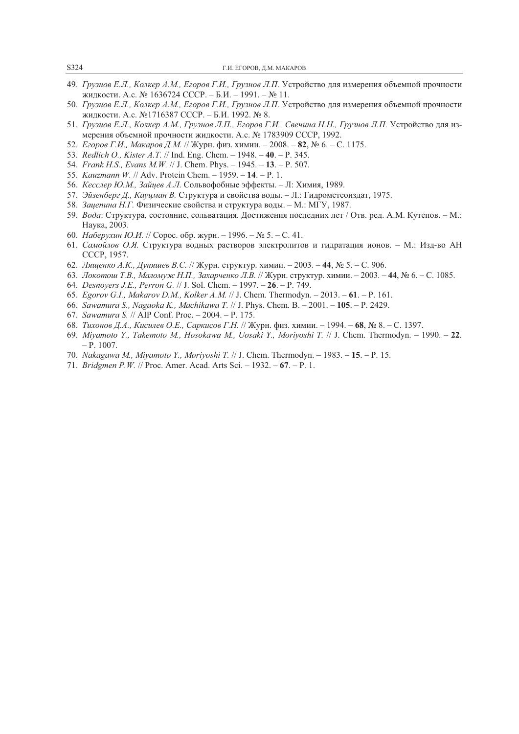49. *Грузнов Е.Л., Колкер А.М., Егоров Г.И., Грузнов Л.П.* Устройство для измерения объемной прочности жидкости. А.с. № 1636724 СССР. – Б.И. – 1991. – № 11.
50. *Грузнов Е.Л., Колкер А.М., Егоров Г.И., Грузнов Л.П.* Устройство для измерения объемной прочности жидкости. А.с. №1716387 СССР. – Б.И. 1992. № 8.
51. *Грузнов Е.Л., Колкер А.М., Грузнов Л.П., Егоров Г.И., Свечина Н.Н., Грузнов Л.П.* Устройство для измерения объемной прочности жидкости. А.с. № 1783909 СССР, 1992.
52. *Егоров Г.И., Макаров Д.М.* // Журн. физ. химии. – 2008. – **82**, № 6. – С. 1175.
53. *Redlich O., Kister A.T.* // Ind. Eng. Chem. – 1948. – **40**. – P. 345.
54. *Frank H.S., Evans M.W.* // J. Chem. Phys. – 1945. – **13**. – P. 507.
55. *Kauzmann W.* // Adv. Protein Chem. – 1959. – **14**. – P. 1.
56. *Кесслер Ю.М., Зайцев А.Л.* Сольвофобные эффекты. – Л: Химия, 1989.
57. *Эйзенберг Д., Кауцман В.* Структура и свойства воды. – Л.: Гидрометеоиздат, 1975.
58. *Зацепина Н.Г.* Физические свойства и структура воды. – М.: МГУ, 1987.
59. *Вода*: Структура, состояние, сольватация. Достижения последних лет / Отв. ред. А.М. Кутепов. – М.: Наука, 2003.
60. *Наберухин Ю.И.* // Сорос. обр. журн. – 1996. – № 5. – С. 41.
61. *Самойлов О.Я.* Структура водных растворов электролитов и гидратация ионов. – М.: Изд-во АН СССР, 1957.
62. *Лященко А.К., Дуняшев В.С.* // Журн. структур. химии. – 2003. – **44**, № 5. – С. 906.
63. *Локотош Т.В., Маломуж Н.П., Захарченко Л.В.* // Журн. структур. химии. – 2003. – **44**, № 6. – С. 1085.
64. *Desnoyers J.E., Perron G.* // J. Sol. Chem. – 1997. – **26**. – P. 749.
65. *Egorov G.I., Makarov D.M., Kolker A.M.* // J. Chem. Thermodyn. – 2013. – **61**. – P. 161.
66. *Sawamura S., Nagaoka K., Machikawa T.* // J. Phys. Chem. B. – 2001. – **105**. – P. 2429.
67. *Sawamura S.* // AIP Conf. Proc. – 2004. – P. 175.
68. *Тихонов Д.А., Кисилев О.Е., Саркисов Г.Н.* // Журн. физ. химии. – 1994. – **68**, № 8. – С. 1397.
69. *Miyamoto Y., Takemoto M., Hosokawa M., Uosaki Y., Moriyoshi T.* // J. Chem. Thermodyn. – 1990. – **22**. – P. 1007.
70. *Nakagawa M., Miyamoto Y., Moriyoshi T.* // J. Chem. Thermodyn. – 1983. – **15**. – P. 15.
71. *Bridgmen P.W.* // Proc. Amer. Acad. Arts Sci. – 1932. – **67**. – P. 1.